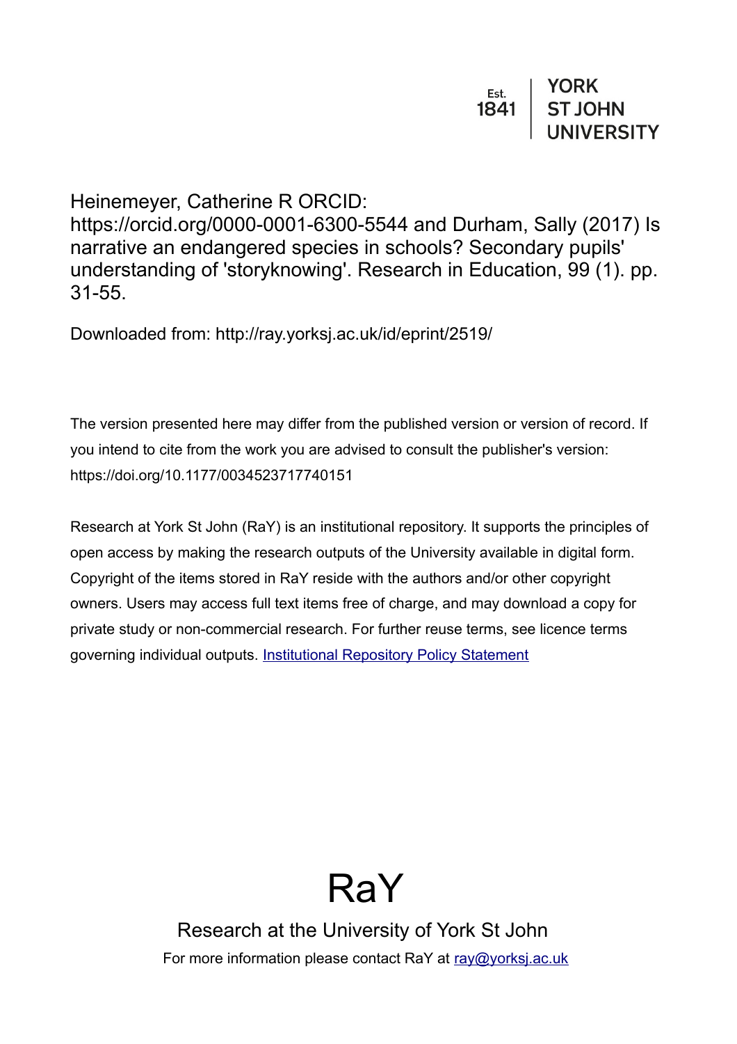Est. 1841 | YORK ST JOHN UNIVERSITY

Heinemeyer, Catherine R ORCID: https://orcid.org/0000-0001-6300-5544 and Durham, Sally (2017) Is narrative an endangered species in schools? Secondary pupils' understanding of 'storyknowing'. Research in Education, 99 (1). pp. 31-55.

Downloaded from: http://ray.yorksj.ac.uk/id/eprint/2519/

The version presented here may differ from the published version or version of record. If you intend to cite from the work you are advised to consult the publisher's version: https://doi.org/10.1177/0034523717740151

Research at York St John (RaY) is an institutional repository. It supports the principles of open access by making the research outputs of the University available in digital form. Copyright of the items stored in RaY reside with the authors and/or other copyright owners. Users may access full text items free of charge, and may download a copy for private study or non-commercial research. For further reuse terms, see licence terms governing individual outputs. [Institutional Repository Policy Statement]

# RaY

Research at the University of York St John

For more information please contact RaY at [ray@yorksj.ac.uk]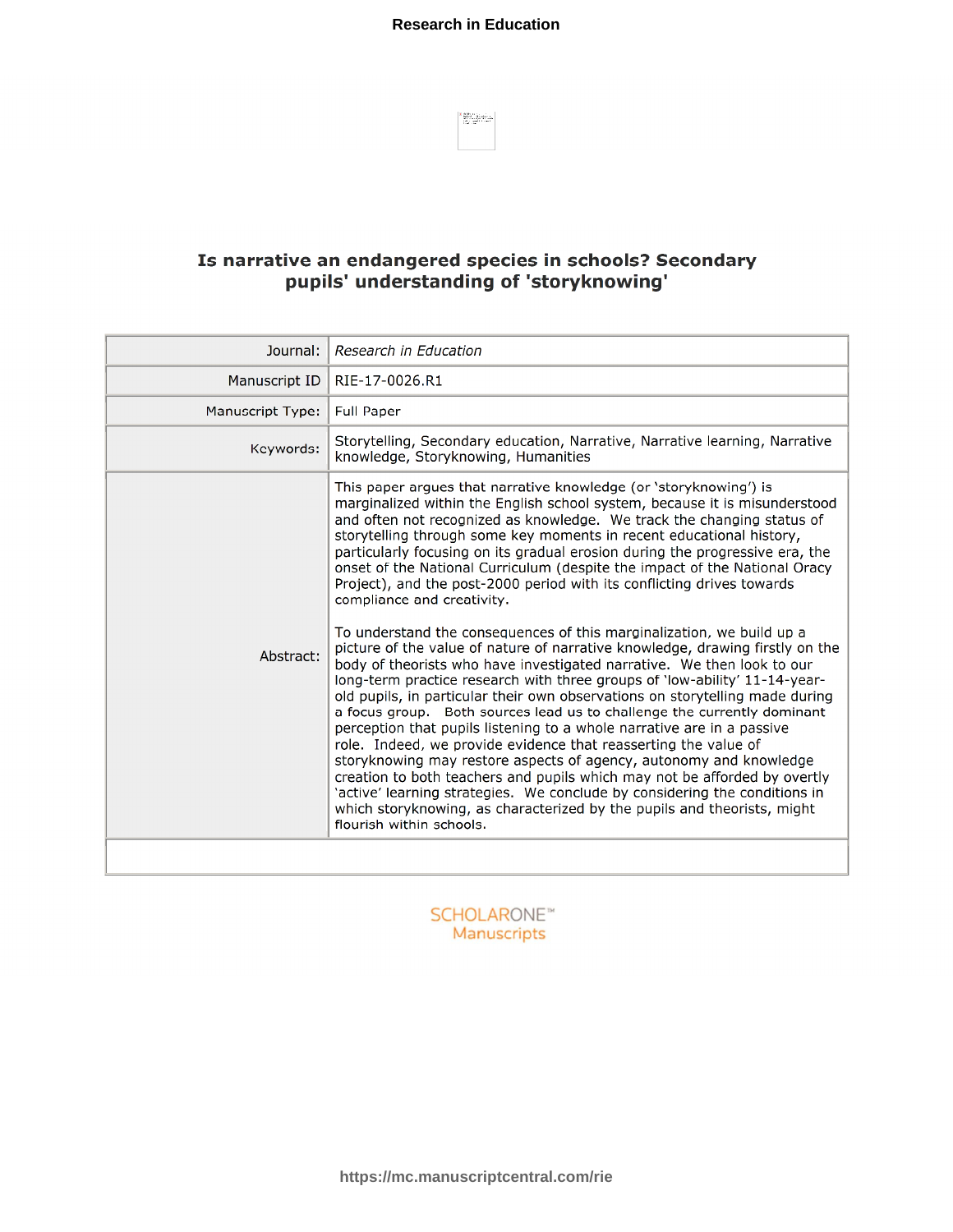# Is narrative an endangered species in schools? Secondary pupils' understanding of 'storyknowing'

| | |
|---|---|
| Journal: | *Research in Education* |
| Manuscript ID | RIE-17-0026.R1 |
| Manuscript Type: | Full Paper |
| Keywords: | Storytelling, Secondary education, Narrative, Narrative learning, Narrative knowledge, Storyknowing, Humanities |
| Abstract: | This paper argues that narrative knowledge (or 'storyknowing') is marginalized within the English school system, because it is misunderstood and often not recognized as knowledge. We track the changing status of storytelling through some key moments in recent educational history, particularly focusing on its gradual erosion during the progressive era, the onset of the National Curriculum (despite the impact of the National Oracy Project), and the post-2000 period with its conflicting drives towards compliance and creativity.<br><br>To understand the consequences of this marginalization, we build up a picture of the value of nature of narrative knowledge, drawing firstly on the body of theorists who have investigated narrative. We then look to our long-term practice research with three groups of 'low-ability' 11-14-year-old pupils, in particular their own observations on storytelling made during a focus group. Both sources lead us to challenge the currently dominant perception that pupils listening to a whole narrative are in a passive role. Indeed, we provide evidence that reasserting the value of storyknowing may restore aspects of agency, autonomy and knowledge creation to both teachers and pupils which may not be afforded by overtly 'active' learning strategies. We conclude by considering the conditions in which storyknowing, as characterized by the pupils and theorists, might flourish within schools. |

SCHOLARONE™
Manuscripts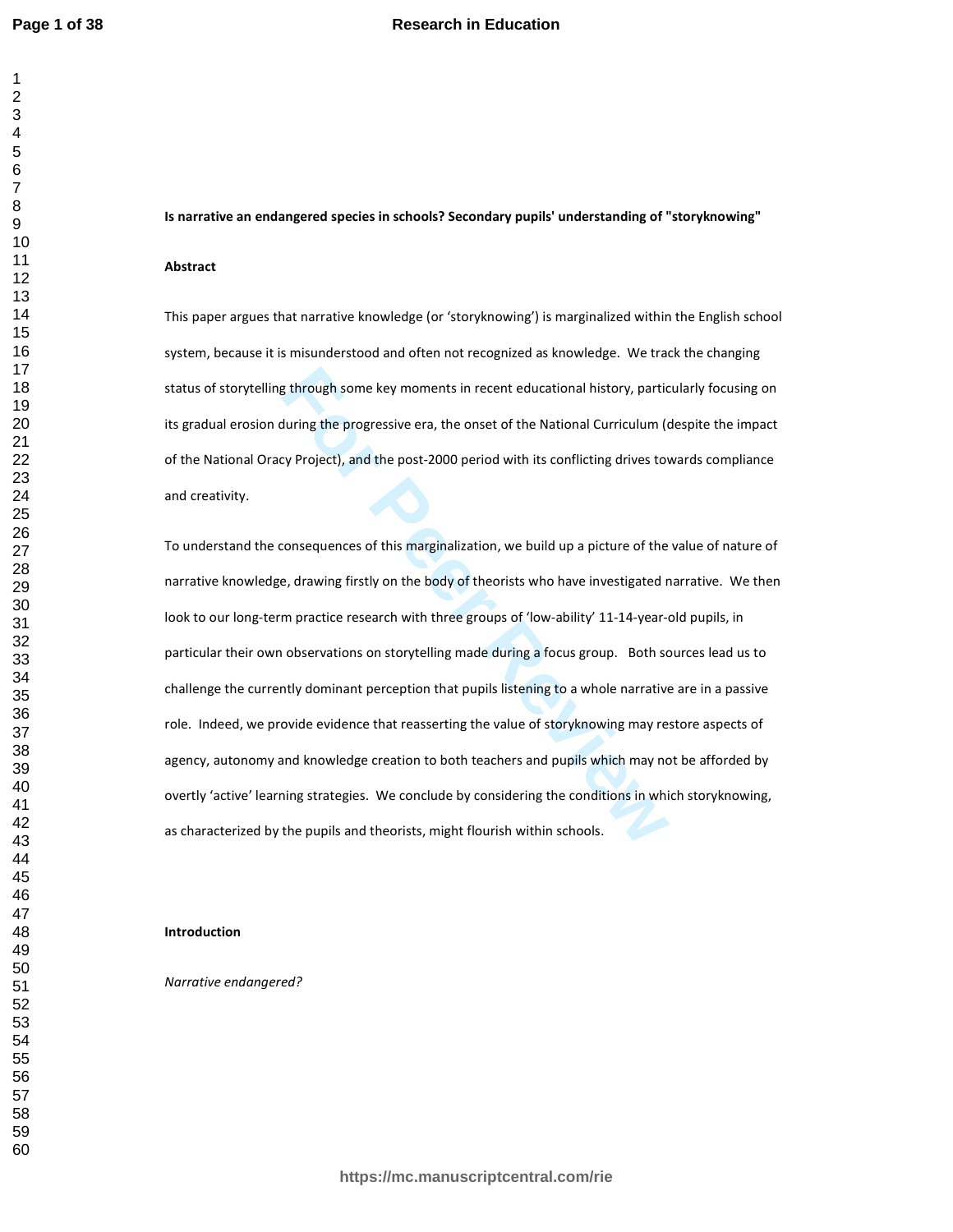**Is narrative an endangered species in schools? Secondary pupils' understanding of "storyknowing"**

**Abstract**

This paper argues that narrative knowledge (or 'storyknowing') is marginalized within the English school system, because it is misunderstood and often not recognized as knowledge. We track the changing status of storytelling through some key moments in recent educational history, particularly focusing on its gradual erosion during the progressive era, the onset of the National Curriculum (despite the impact of the National Oracy Project), and the post-2000 period with its conflicting drives towards compliance and creativity.

To understand the consequences of this marginalization, we build up a picture of the value of nature of narrative knowledge, drawing firstly on the body of theorists who have investigated narrative. We then look to our long-term practice research with three groups of 'low-ability' 11-14-year-old pupils, in particular their own observations on storytelling made during a focus group. Both sources lead us to challenge the currently dominant perception that pupils listening to a whole narrative are in a passive role. Indeed, we provide evidence that reasserting the value of storyknowing may restore aspects of agency, autonomy and knowledge creation to both teachers and pupils which may not be afforded by overtly 'active' learning strategies. We conclude by considering the conditions in which storyknowing, as characterized by the pupils and theorists, might flourish within schools.

**Introduction**

*Narrative endangered?*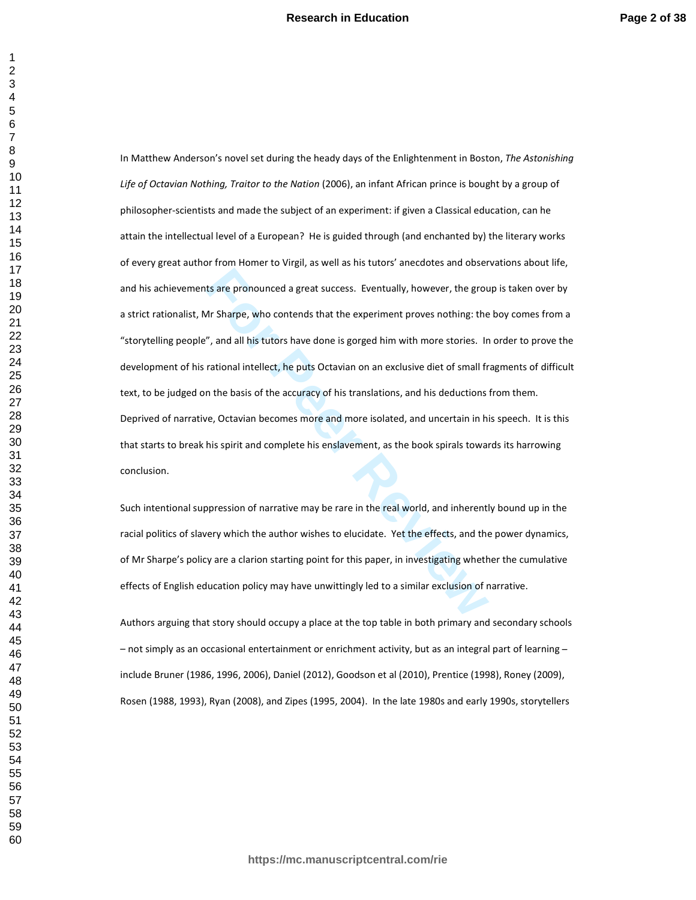In Matthew Anderson's novel set during the heady days of the Enlightenment in Boston, *The Astonishing Life of Octavian Nothing, Traitor to the Nation* (2006), an infant African prince is bought by a group of philosopher-scientists and made the subject of an experiment: if given a Classical education, can he attain the intellectual level of a European? He is guided through (and enchanted by) the literary works of every great author from Homer to Virgil, as well as his tutors' anecdotes and observations about life, and his achievements are pronounced a great success. Eventually, however, the group is taken over by a strict rationalist, Mr Sharpe, who contends that the experiment proves nothing: the boy comes from a "storytelling people", and all his tutors have done is gorged him with more stories. In order to prove the development of his rational intellect, he puts Octavian on an exclusive diet of small fragments of difficult text, to be judged on the basis of the accuracy of his translations, and his deductions from them. Deprived of narrative, Octavian becomes more and more isolated, and uncertain in his speech. It is this that starts to break his spirit and complete his enslavement, as the book spirals towards its harrowing conclusion.

Such intentional suppression of narrative may be rare in the real world, and inherently bound up in the racial politics of slavery which the author wishes to elucidate. Yet the effects, and the power dynamics, of Mr Sharpe's policy are a clarion starting point for this paper, in investigating whether the cumulative effects of English education policy may have unwittingly led to a similar exclusion of narrative.

Authors arguing that story should occupy a place at the top table in both primary and secondary schools – not simply as an occasional entertainment or enrichment activity, but as an integral part of learning – include Bruner (1986, 1996, 2006), Daniel (2012), Goodson et al (2010), Prentice (1998), Roney (2009), Rosen (1988, 1993), Ryan (2008), and Zipes (1995, 2004). In the late 1980s and early 1990s, storytellers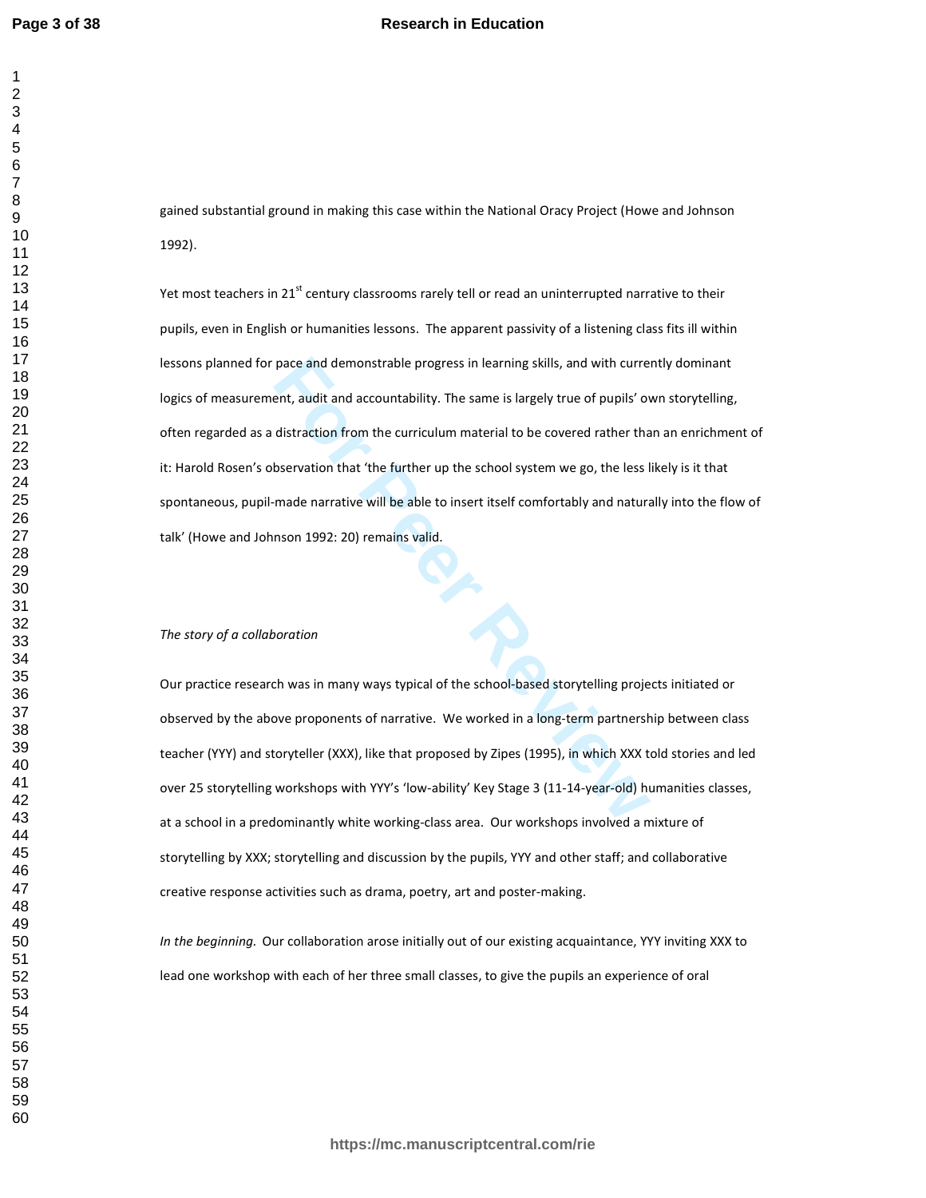gained substantial ground in making this case within the National Oracy Project (Howe and Johnson 1992).

Yet most teachers in 21st century classrooms rarely tell or read an uninterrupted narrative to their pupils, even in English or humanities lessons. The apparent passivity of a listening class fits ill within lessons planned for pace and demonstrable progress in learning skills, and with currently dominant logics of measurement, audit and accountability. The same is largely true of pupils' own storytelling, often regarded as a distraction from the curriculum material to be covered rather than an enrichment of it: Harold Rosen's observation that 'the further up the school system we go, the less likely is it that spontaneous, pupil-made narrative will be able to insert itself comfortably and naturally into the flow of talk' (Howe and Johnson 1992: 20) remains valid.

*The story of a collaboration*

Our practice research was in many ways typical of the school-based storytelling projects initiated or observed by the above proponents of narrative. We worked in a long-term partnership between class teacher (YYY) and storyteller (XXX), like that proposed by Zipes (1995), in which XXX told stories and led over 25 storytelling workshops with YYY's 'low-ability' Key Stage 3 (11-14-year-old) humanities classes, at a school in a predominantly white working-class area. Our workshops involved a mixture of storytelling by XXX; storytelling and discussion by the pupils, YYY and other staff; and collaborative creative response activities such as drama, poetry, art and poster-making.

*In the beginning.* Our collaboration arose initially out of our existing acquaintance, YYY inviting XXX to lead one workshop with each of her three small classes, to give the pupils an experience of oral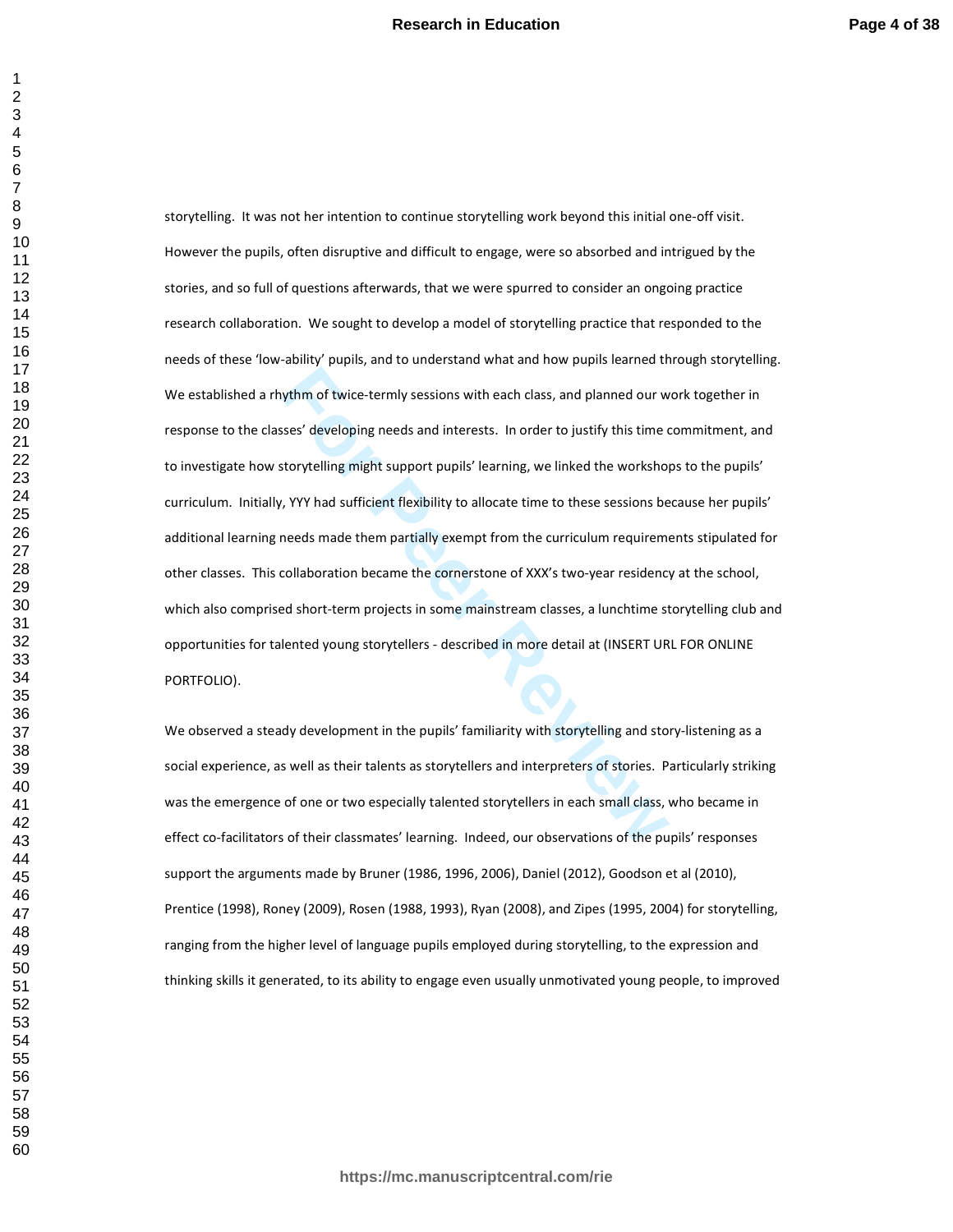storytelling. It was not her intention to continue storytelling work beyond this initial one-off visit. However the pupils, often disruptive and difficult to engage, were so absorbed and intrigued by the stories, and so full of questions afterwards, that we were spurred to consider an ongoing practice research collaboration. We sought to develop a model of storytelling practice that responded to the needs of these 'low-ability' pupils, and to understand what and how pupils learned through storytelling. We established a rhythm of twice-termly sessions with each class, and planned our work together in response to the classes' developing needs and interests. In order to justify this time commitment, and to investigate how storytelling might support pupils' learning, we linked the workshops to the pupils' curriculum. Initially, YYY had sufficient flexibility to allocate time to these sessions because her pupils' additional learning needs made them partially exempt from the curriculum requirements stipulated for other classes. This collaboration became the cornerstone of XXX's two-year residency at the school, which also comprised short-term projects in some mainstream classes, a lunchtime storytelling club and opportunities for talented young storytellers - described in more detail at (INSERT URL FOR ONLINE PORTFOLIO).

We observed a steady development in the pupils' familiarity with storytelling and story-listening as a social experience, as well as their talents as storytellers and interpreters of stories. Particularly striking was the emergence of one or two especially talented storytellers in each small class, who became in effect co-facilitators of their classmates' learning. Indeed, our observations of the pupils' responses support the arguments made by Bruner (1986, 1996, 2006), Daniel (2012), Goodson et al (2010), Prentice (1998), Roney (2009), Rosen (1988, 1993), Ryan (2008), and Zipes (1995, 2004) for storytelling, ranging from the higher level of language pupils employed during storytelling, to the expression and thinking skills it generated, to its ability to engage even usually unmotivated young people, to improved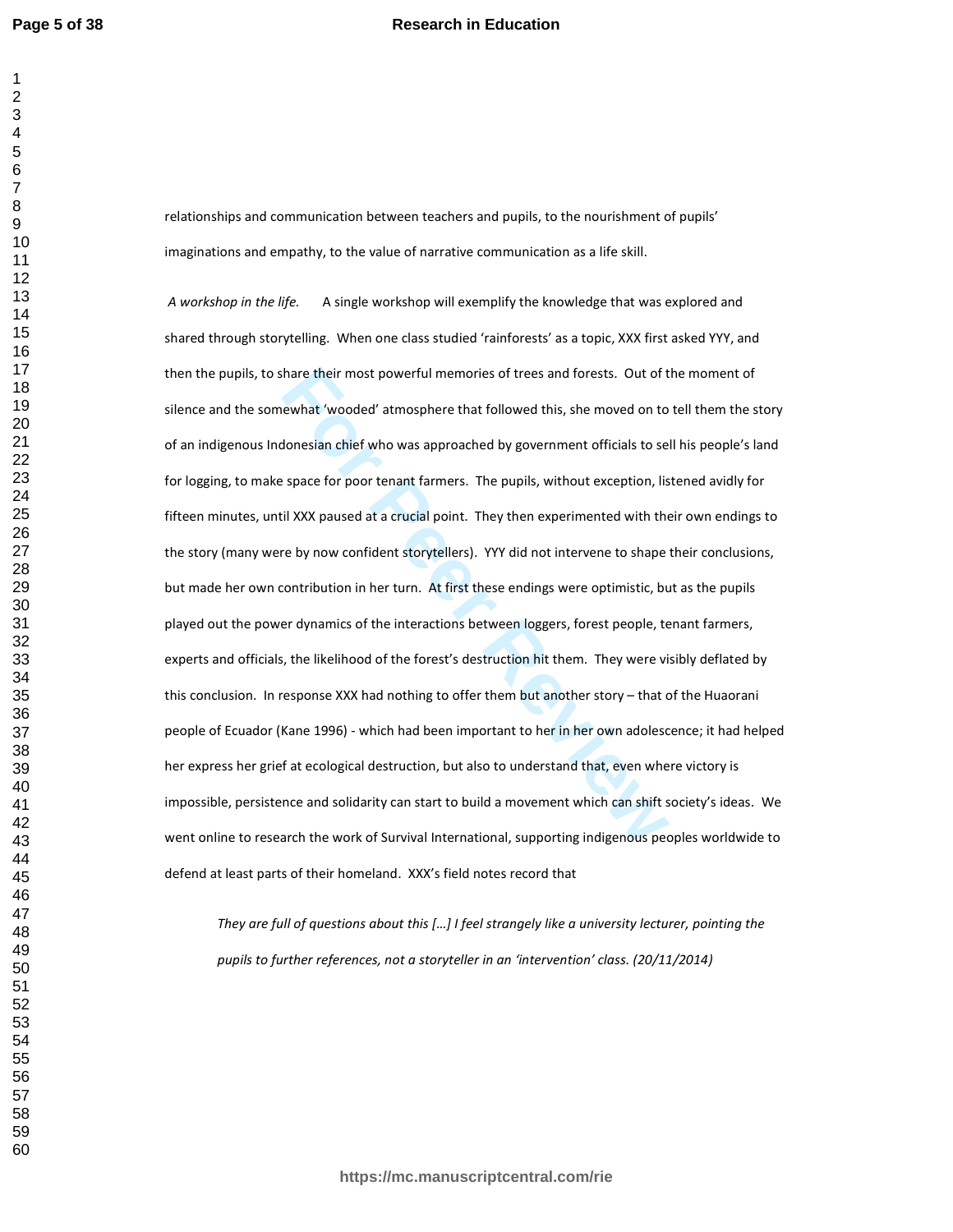relationships and communication between teachers and pupils, to the nourishment of pupils' imaginations and empathy, to the value of narrative communication as a life skill.

*A workshop in the life.* A single workshop will exemplify the knowledge that was explored and shared through storytelling. When one class studied 'rainforests' as a topic, XXX first asked YYY, and then the pupils, to share their most powerful memories of trees and forests. Out of the moment of silence and the somewhat 'wooded' atmosphere that followed this, she moved on to tell them the story of an indigenous Indonesian chief who was approached by government officials to sell his people's land for logging, to make space for poor tenant farmers. The pupils, without exception, listened avidly for fifteen minutes, until XXX paused at a crucial point. They then experimented with their own endings to the story (many were by now confident storytellers). YYY did not intervene to shape their conclusions, but made her own contribution in her turn. At first these endings were optimistic, but as the pupils played out the power dynamics of the interactions between loggers, forest people, tenant farmers, experts and officials, the likelihood of the forest's destruction hit them. They were visibly deflated by this conclusion. In response XXX had nothing to offer them but another story – that of the Huaorani people of Ecuador (Kane 1996) - which had been important to her in her own adolescence; it had helped her express her grief at ecological destruction, but also to understand that, even where victory is impossible, persistence and solidarity can start to build a movement which can shift society's ideas. We went online to research the work of Survival International, supporting indigenous peoples worldwide to defend at least parts of their homeland. XXX's field notes record that

> *They are full of questions about this […] I feel strangely like a university lecturer, pointing the pupils to further references, not a storyteller in an 'intervention' class. (20/11/2014)*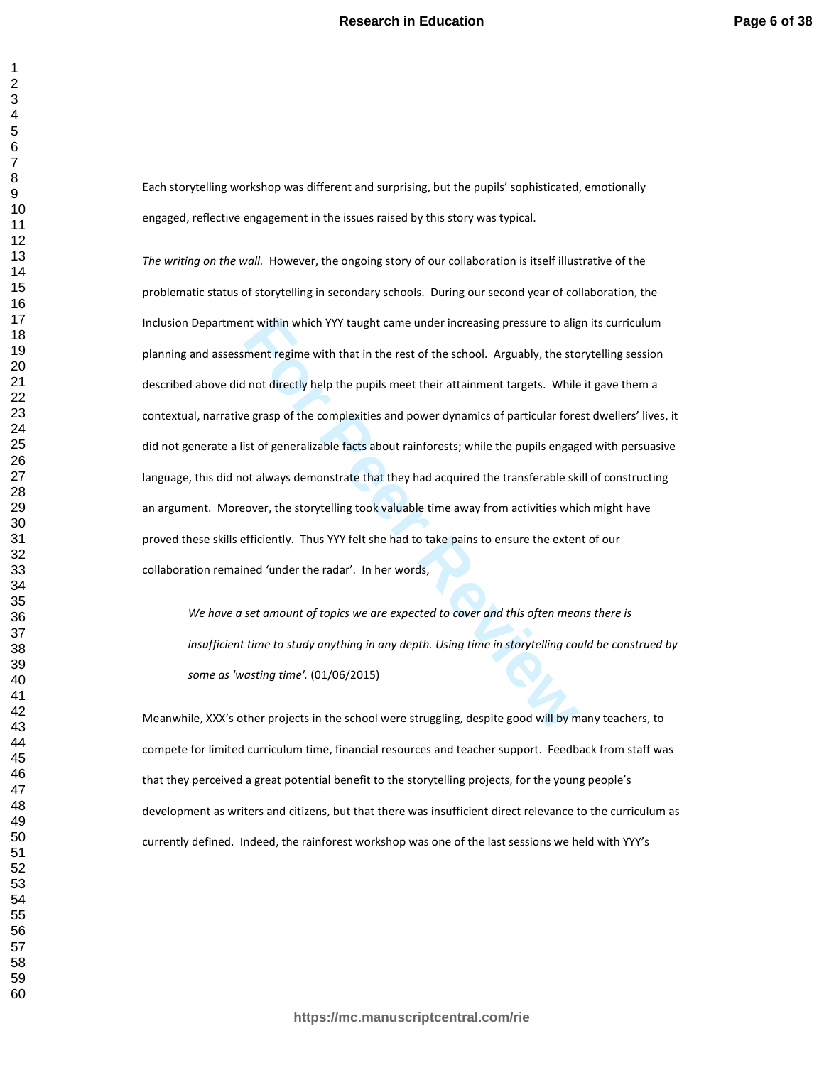Each storytelling workshop was different and surprising, but the pupils' sophisticated, emotionally engaged, reflective engagement in the issues raised by this story was typical.

*The writing on the wall.* However, the ongoing story of our collaboration is itself illustrative of the problematic status of storytelling in secondary schools. During our second year of collaboration, the Inclusion Department within which YYY taught came under increasing pressure to align its curriculum planning and assessment regime with that in the rest of the school. Arguably, the storytelling session described above did not directly help the pupils meet their attainment targets. While it gave them a contextual, narrative grasp of the complexities and power dynamics of particular forest dwellers' lives, it did not generate a list of generalizable facts about rainforests; while the pupils engaged with persuasive language, this did not always demonstrate that they had acquired the transferable skill of constructing an argument. Moreover, the storytelling took valuable time away from activities which might have proved these skills efficiently. Thus YYY felt she had to take pains to ensure the extent of our collaboration remained 'under the radar'. In her words,

> *We have a set amount of topics we are expected to cover and this often means there is insufficient time to study anything in any depth. Using time in storytelling could be construed by some as 'wasting time'.* (01/06/2015)

Meanwhile, XXX's other projects in the school were struggling, despite good will by many teachers, to compete for limited curriculum time, financial resources and teacher support. Feedback from staff was that they perceived a great potential benefit to the storytelling projects, for the young people's development as writers and citizens, but that there was insufficient direct relevance to the curriculum as currently defined. Indeed, the rainforest workshop was one of the last sessions we held with YYY's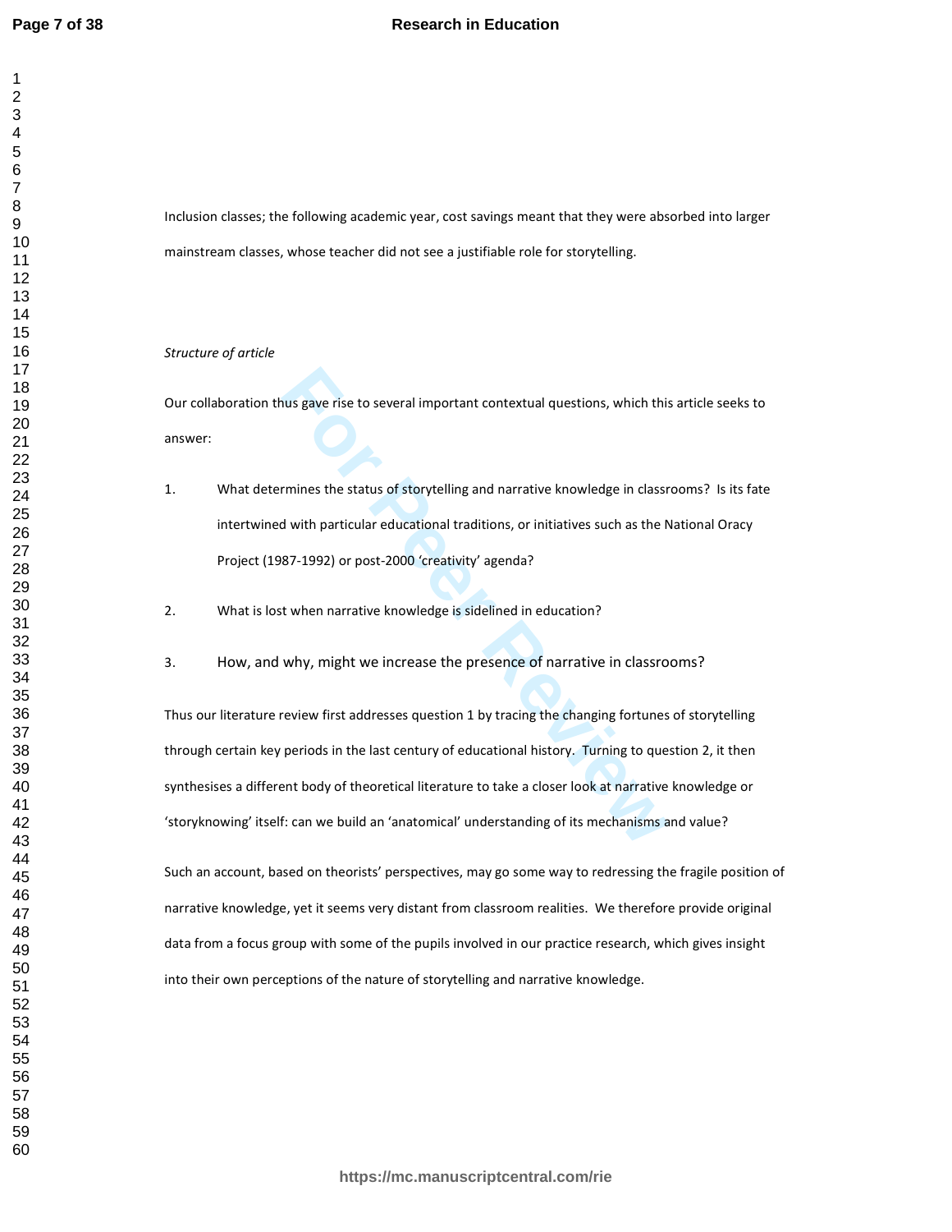Inclusion classes; the following academic year, cost savings meant that they were absorbed into larger mainstream classes, whose teacher did not see a justifiable role for storytelling.

*Structure of article*

Our collaboration thus gave rise to several important contextual questions, which this article seeks to answer:

1. What determines the status of storytelling and narrative knowledge in classrooms? Is its fate intertwined with particular educational traditions, or initiatives such as the National Oracy Project (1987-1992) or post-2000 'creativity' agenda?

2. What is lost when narrative knowledge is sidelined in education?

3. How, and why, might we increase the presence of narrative in classrooms?

Thus our literature review first addresses question 1 by tracing the changing fortunes of storytelling through certain key periods in the last century of educational history. Turning to question 2, it then synthesises a different body of theoretical literature to take a closer look at narrative knowledge or 'storyknowing' itself: can we build an 'anatomical' understanding of its mechanisms and value?

Such an account, based on theorists' perspectives, may go some way to redressing the fragile position of narrative knowledge, yet it seems very distant from classroom realities. We therefore provide original data from a focus group with some of the pupils involved in our practice research, which gives insight into their own perceptions of the nature of storytelling and narrative knowledge.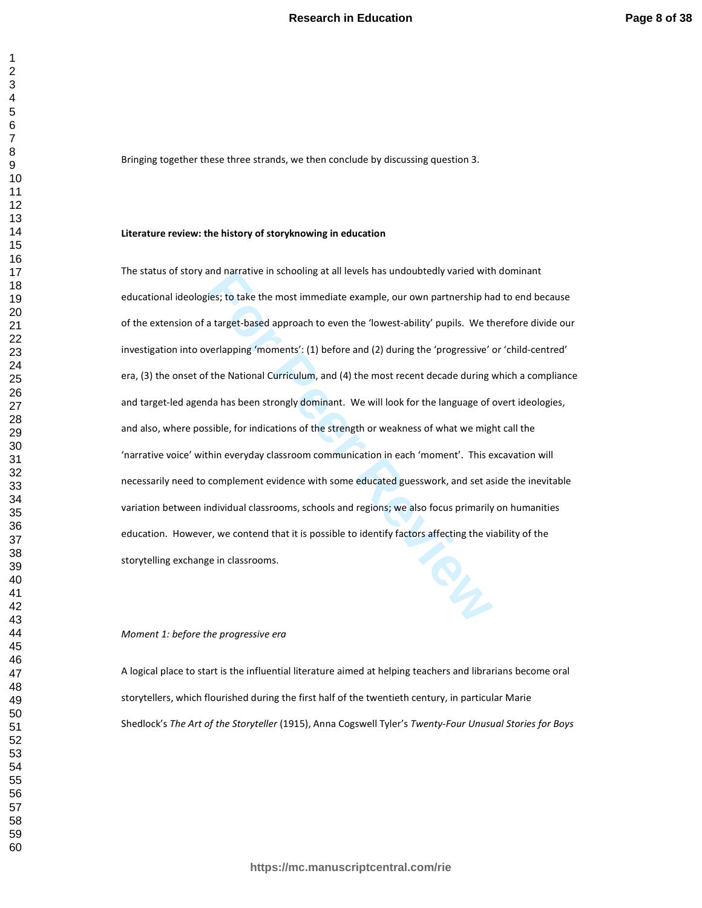Bringing together these three strands, we then conclude by discussing question 3.

**Literature review: the history of storyknowing in education**

The status of story and narrative in schooling at all levels has undoubtedly varied with dominant educational ideologies; to take the most immediate example, our own partnership had to end because of the extension of a target-based approach to even the 'lowest-ability' pupils. We therefore divide our investigation into overlapping 'moments': (1) before and (2) during the 'progressive' or 'child-centred' era, (3) the onset of the National Curriculum, and (4) the most recent decade during which a compliance and target-led agenda has been strongly dominant. We will look for the language of overt ideologies, and also, where possible, for indications of the strength or weakness of what we might call the 'narrative voice' within everyday classroom communication in each 'moment'. This excavation will necessarily need to complement evidence with some educated guesswork, and set aside the inevitable variation between individual classrooms, schools and regions; we also focus primarily on humanities education. However, we contend that it is possible to identify factors affecting the viability of the storytelling exchange in classrooms.

*Moment 1: before the progressive era*

A logical place to start is the influential literature aimed at helping teachers and librarians become oral storytellers, which flourished during the first half of the twentieth century, in particular Marie Shedlock's *The Art of the Storyteller* (1915), Anna Cogswell Tyler's *Twenty-Four Unusual Stories for Boys*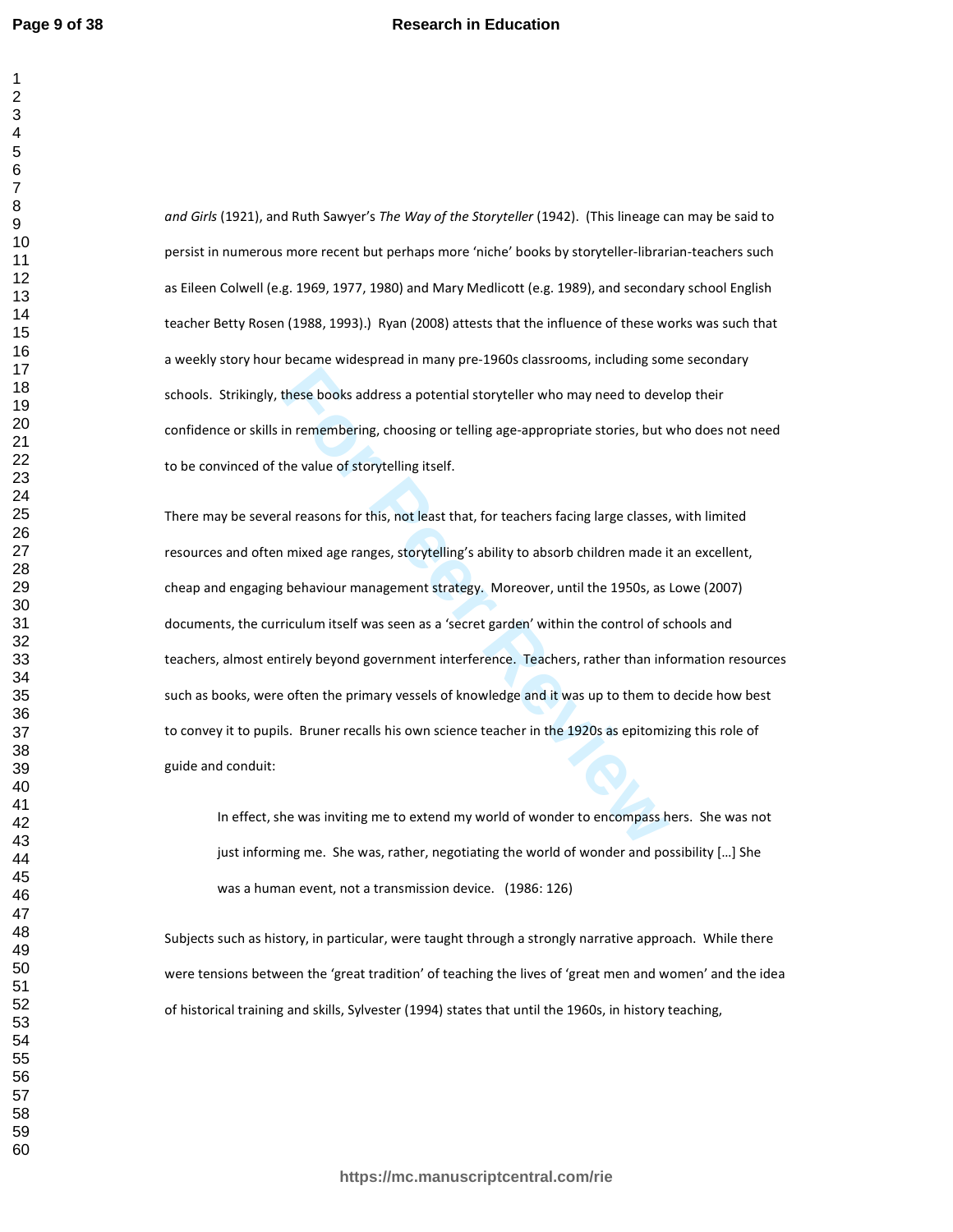*and Girls* (1921), and Ruth Sawyer's *The Way of the Storyteller* (1942). (This lineage can may be said to persist in numerous more recent but perhaps more 'niche' books by storyteller-librarian-teachers such as Eileen Colwell (e.g. 1969, 1977, 1980) and Mary Medlicott (e.g. 1989), and secondary school English teacher Betty Rosen (1988, 1993).) Ryan (2008) attests that the influence of these works was such that a weekly story hour became widespread in many pre-1960s classrooms, including some secondary schools. Strikingly, these books address a potential storyteller who may need to develop their confidence or skills in remembering, choosing or telling age-appropriate stories, but who does not need to be convinced of the value of storytelling itself.

There may be several reasons for this, not least that, for teachers facing large classes, with limited resources and often mixed age ranges, storytelling's ability to absorb children made it an excellent, cheap and engaging behaviour management strategy. Moreover, until the 1950s, as Lowe (2007) documents, the curriculum itself was seen as a 'secret garden' within the control of schools and teachers, almost entirely beyond government interference. Teachers, rather than information resources such as books, were often the primary vessels of knowledge and it was up to them to decide how best to convey it to pupils. Bruner recalls his own science teacher in the 1920s as epitomizing this role of guide and conduit:

> In effect, she was inviting me to extend my world of wonder to encompass hers. She was not just informing me. She was, rather, negotiating the world of wonder and possibility […] She was a human event, not a transmission device. (1986: 126)

Subjects such as history, in particular, were taught through a strongly narrative approach. While there were tensions between the 'great tradition' of teaching the lives of 'great men and women' and the idea of historical training and skills, Sylvester (1994) states that until the 1960s, in history teaching,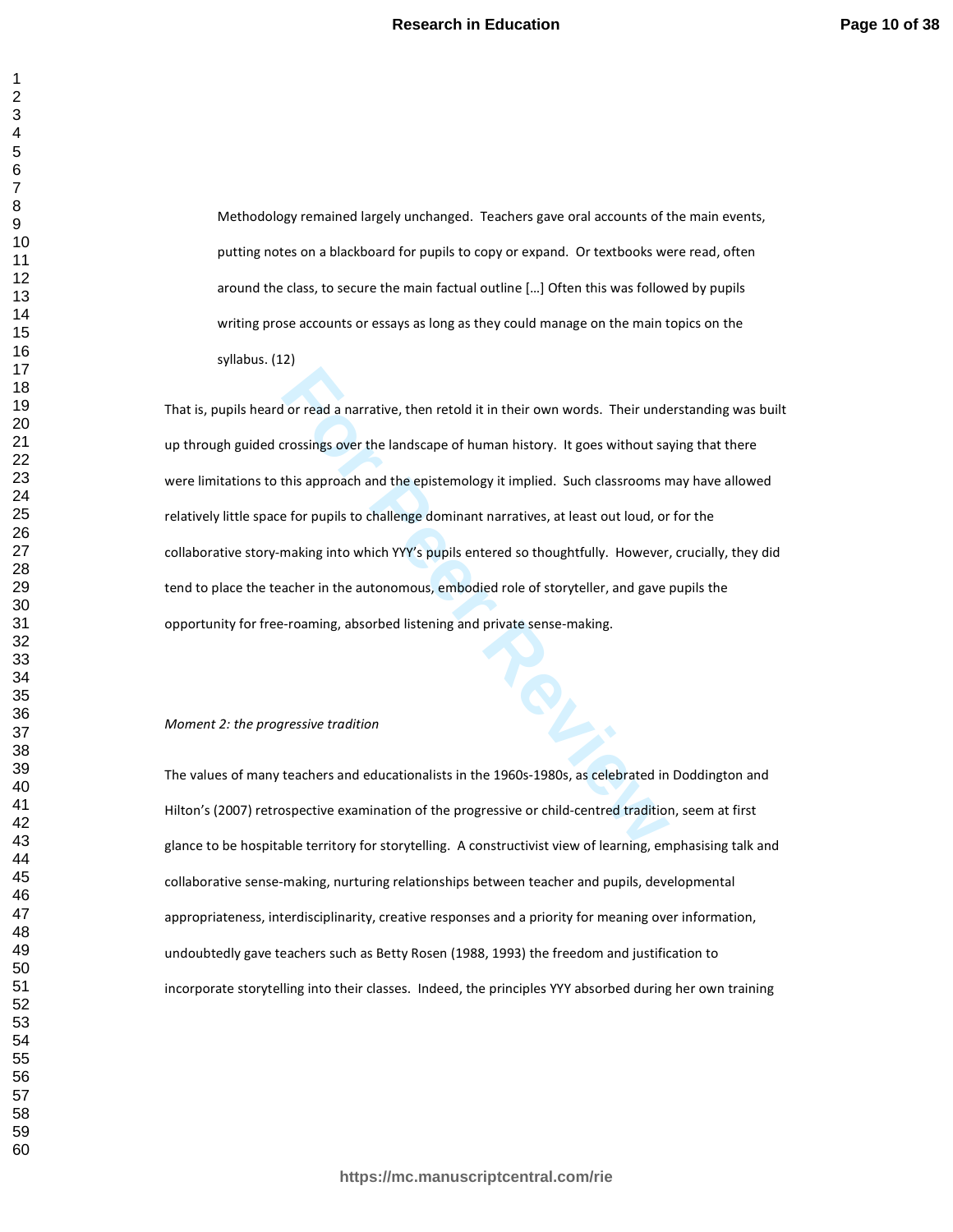> Methodology remained largely unchanged. Teachers gave oral accounts of the main events, putting notes on a blackboard for pupils to copy or expand. Or textbooks were read, often around the class, to secure the main factual outline […] Often this was followed by pupils writing prose accounts or essays as long as they could manage on the main topics on the syllabus. (12)

That is, pupils heard or read a narrative, then retold it in their own words. Their understanding was built up through guided crossings over the landscape of human history. It goes without saying that there were limitations to this approach and the epistemology it implied. Such classrooms may have allowed relatively little space for pupils to challenge dominant narratives, at least out loud, or for the collaborative story-making into which YYY's pupils entered so thoughtfully. However, crucially, they did tend to place the teacher in the autonomous, embodied role of storyteller, and gave pupils the opportunity for free-roaming, absorbed listening and private sense-making.

*Moment 2: the progressive tradition*

The values of many teachers and educationalists in the 1960s-1980s, as celebrated in Doddington and Hilton's (2007) retrospective examination of the progressive or child-centred tradition, seem at first glance to be hospitable territory for storytelling. A constructivist view of learning, emphasising talk and collaborative sense-making, nurturing relationships between teacher and pupils, developmental appropriateness, interdisciplinarity, creative responses and a priority for meaning over information, undoubtedly gave teachers such as Betty Rosen (1988, 1993) the freedom and justification to incorporate storytelling into their classes. Indeed, the principles YYY absorbed during her own training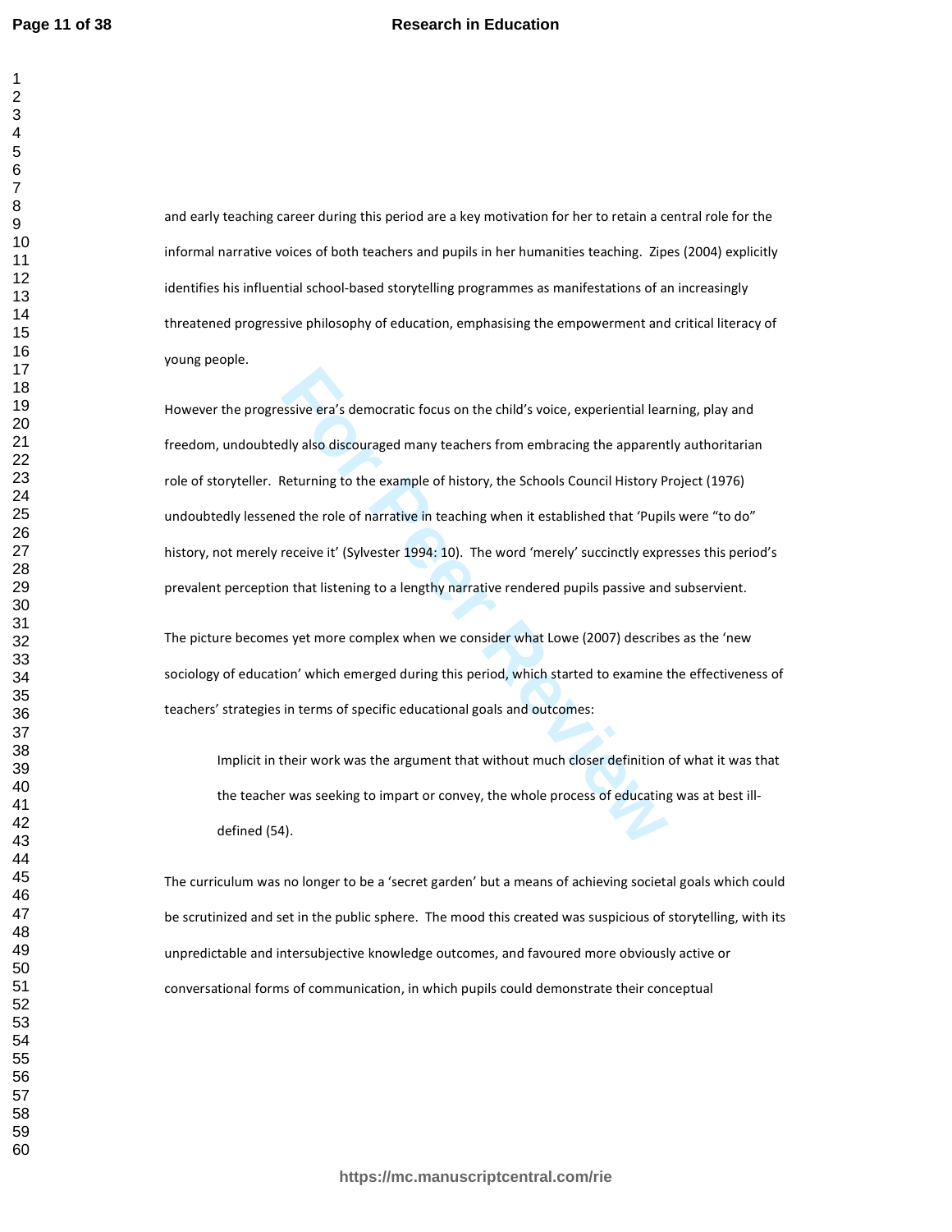and early teaching career during this period are a key motivation for her to retain a central role for the informal narrative voices of both teachers and pupils in her humanities teaching. Zipes (2004) explicitly identifies his influential school-based storytelling programmes as manifestations of an increasingly threatened progressive philosophy of education, emphasising the empowerment and critical literacy of young people.

However the progressive era's democratic focus on the child's voice, experiential learning, play and freedom, undoubtedly also discouraged many teachers from embracing the apparently authoritarian role of storyteller. Returning to the example of history, the Schools Council History Project (1976) undoubtedly lessened the role of narrative in teaching when it established that 'Pupils were "to do" history, not merely receive it' (Sylvester 1994: 10). The word 'merely' succinctly expresses this period's prevalent perception that listening to a lengthy narrative rendered pupils passive and subservient.

The picture becomes yet more complex when we consider what Lowe (2007) describes as the 'new sociology of education' which emerged during this period, which started to examine the effectiveness of teachers' strategies in terms of specific educational goals and outcomes:

> Implicit in their work was the argument that without much closer definition of what it was that the teacher was seeking to impart or convey, the whole process of educating was at best ill-defined (54).

The curriculum was no longer to be a 'secret garden' but a means of achieving societal goals which could be scrutinized and set in the public sphere. The mood this created was suspicious of storytelling, with its unpredictable and intersubjective knowledge outcomes, and favoured more obviously active or conversational forms of communication, in which pupils could demonstrate their conceptual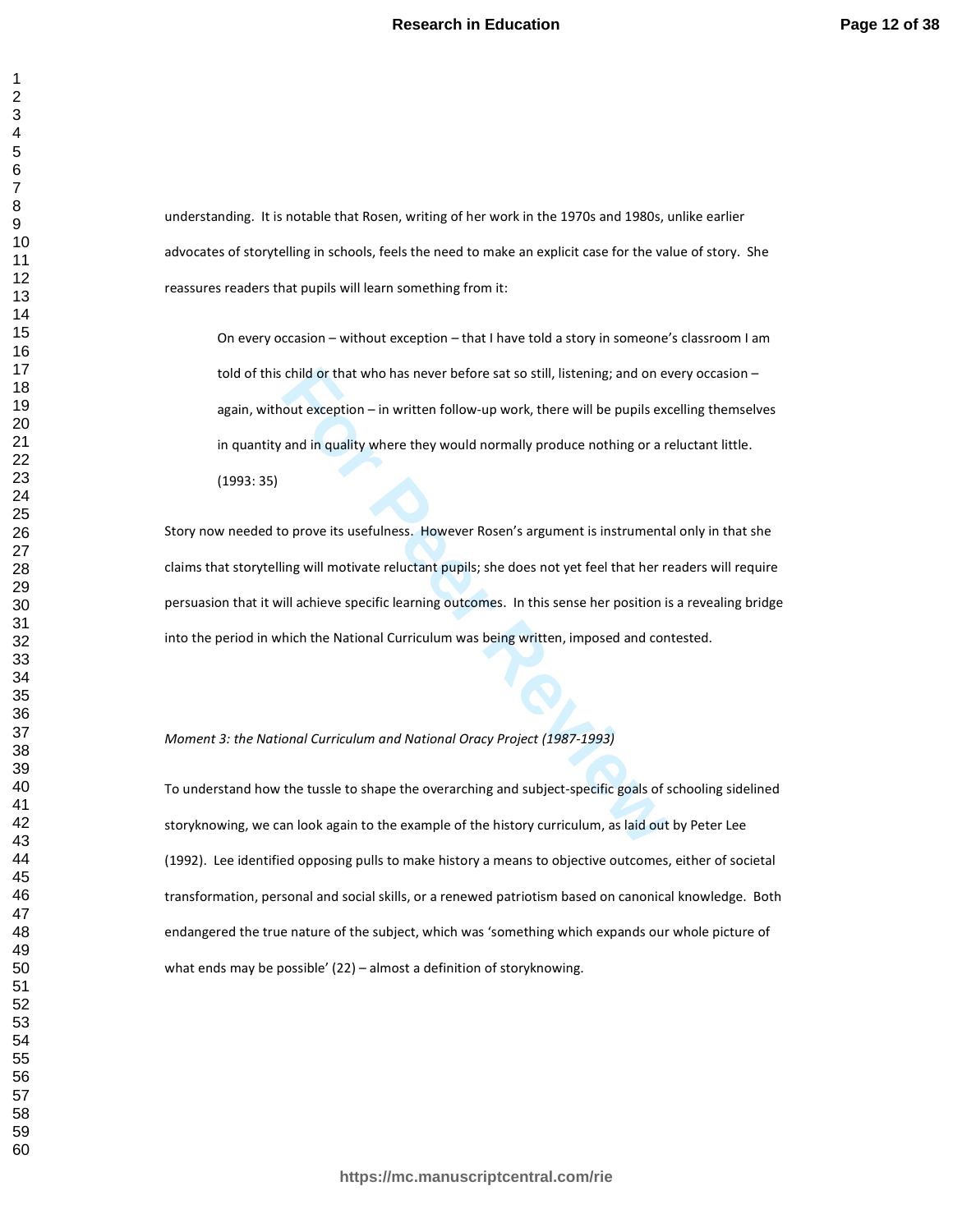understanding. It is notable that Rosen, writing of her work in the 1970s and 1980s, unlike earlier advocates of storytelling in schools, feels the need to make an explicit case for the value of story. She reassures readers that pupils will learn something from it:

> On every occasion – without exception – that I have told a story in someone's classroom I am told of this child or that who has never before sat so still, listening; and on every occasion – again, without exception – in written follow-up work, there will be pupils excelling themselves in quantity and in quality where they would normally produce nothing or a reluctant little. (1993: 35)

Story now needed to prove its usefulness. However Rosen's argument is instrumental only in that she claims that storytelling will motivate reluctant pupils; she does not yet feel that her readers will require persuasion that it will achieve specific learning outcomes. In this sense her position is a revealing bridge into the period in which the National Curriculum was being written, imposed and contested.

*Moment 3: the National Curriculum and National Oracy Project (1987-1993)*

To understand how the tussle to shape the overarching and subject-specific goals of schooling sidelined storyknowing, we can look again to the example of the history curriculum, as laid out by Peter Lee (1992). Lee identified opposing pulls to make history a means to objective outcomes, either of societal transformation, personal and social skills, or a renewed patriotism based on canonical knowledge. Both endangered the true nature of the subject, which was 'something which expands our whole picture of what ends may be possible' (22) – almost a definition of storyknowing.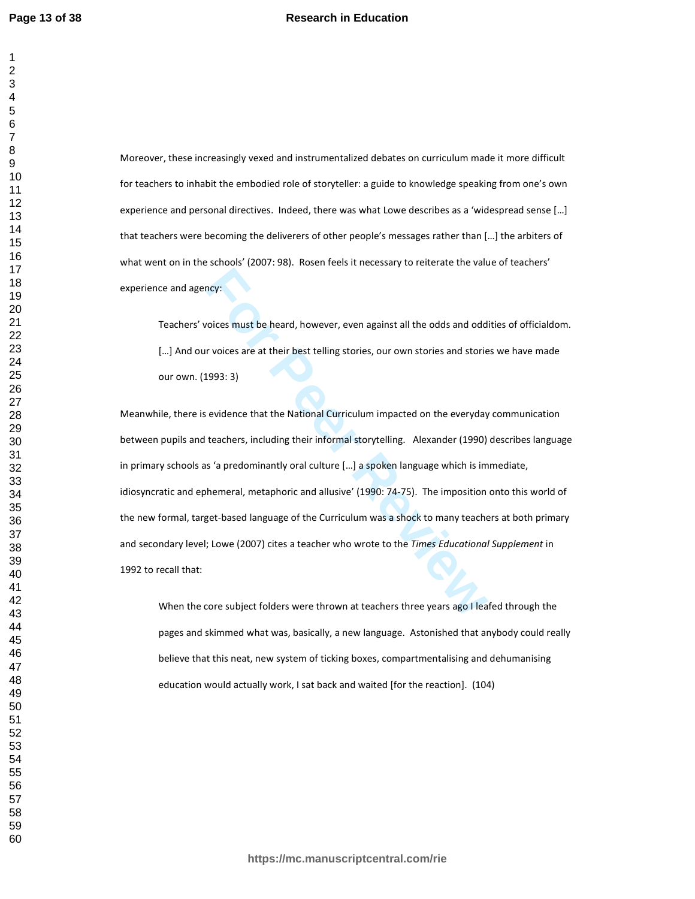Moreover, these increasingly vexed and instrumentalized debates on curriculum made it more difficult for teachers to inhabit the embodied role of storyteller: a guide to knowledge speaking from one's own experience and personal directives. Indeed, there was what Lowe describes as a 'widespread sense […] that teachers were becoming the deliverers of other people's messages rather than […] the arbiters of what went on in the schools' (2007: 98). Rosen feels it necessary to reiterate the value of teachers' experience and agency:

> Teachers' voices must be heard, however, even against all the odds and oddities of officialdom. […] And our voices are at their best telling stories, our own stories and stories we have made our own. (1993: 3)

Meanwhile, there is evidence that the National Curriculum impacted on the everyday communication between pupils and teachers, including their informal storytelling. Alexander (1990) describes language in primary schools as 'a predominantly oral culture […] a spoken language which is immediate, idiosyncratic and ephemeral, metaphoric and allusive' (1990: 74-75). The imposition onto this world of the new formal, target-based language of the Curriculum was a shock to many teachers at both primary and secondary level; Lowe (2007) cites a teacher who wrote to the *Times Educational Supplement* in 1992 to recall that:

> When the core subject folders were thrown at teachers three years ago I leafed through the pages and skimmed what was, basically, a new language. Astonished that anybody could really believe that this neat, new system of ticking boxes, compartmentalising and dehumanising education would actually work, I sat back and waited [for the reaction]. (104)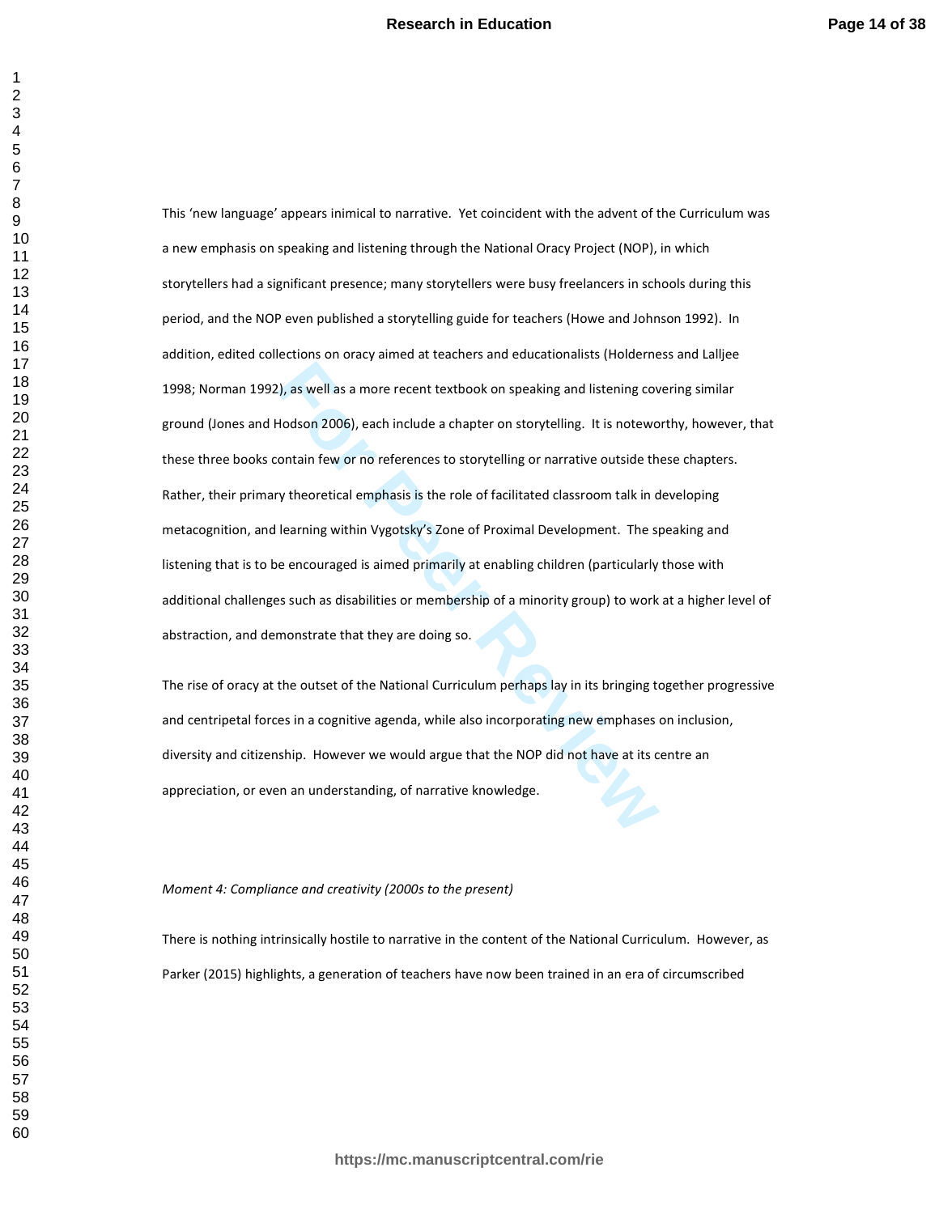This 'new language' appears inimical to narrative. Yet coincident with the advent of the Curriculum was a new emphasis on speaking and listening through the National Oracy Project (NOP), in which storytellers had a significant presence; many storytellers were busy freelancers in schools during this period, and the NOP even published a storytelling guide for teachers (Howe and Johnson 1992). In addition, edited collections on oracy aimed at teachers and educationalists (Holderness and Lalljee 1998; Norman 1992), as well as a more recent textbook on speaking and listening covering similar ground (Jones and Hodson 2006), each include a chapter on storytelling. It is noteworthy, however, that these three books contain few or no references to storytelling or narrative outside these chapters. Rather, their primary theoretical emphasis is the role of facilitated classroom talk in developing metacognition, and learning within Vygotsky's Zone of Proximal Development. The speaking and listening that is to be encouraged is aimed primarily at enabling children (particularly those with additional challenges such as disabilities or membership of a minority group) to work at a higher level of abstraction, and demonstrate that they are doing so.

The rise of oracy at the outset of the National Curriculum perhaps lay in its bringing together progressive and centripetal forces in a cognitive agenda, while also incorporating new emphases on inclusion, diversity and citizenship. However we would argue that the NOP did not have at its centre an appreciation, or even an understanding, of narrative knowledge.

*Moment 4: Compliance and creativity (2000s to the present)*

There is nothing intrinsically hostile to narrative in the content of the National Curriculum. However, as Parker (2015) highlights, a generation of teachers have now been trained in an era of circumscribed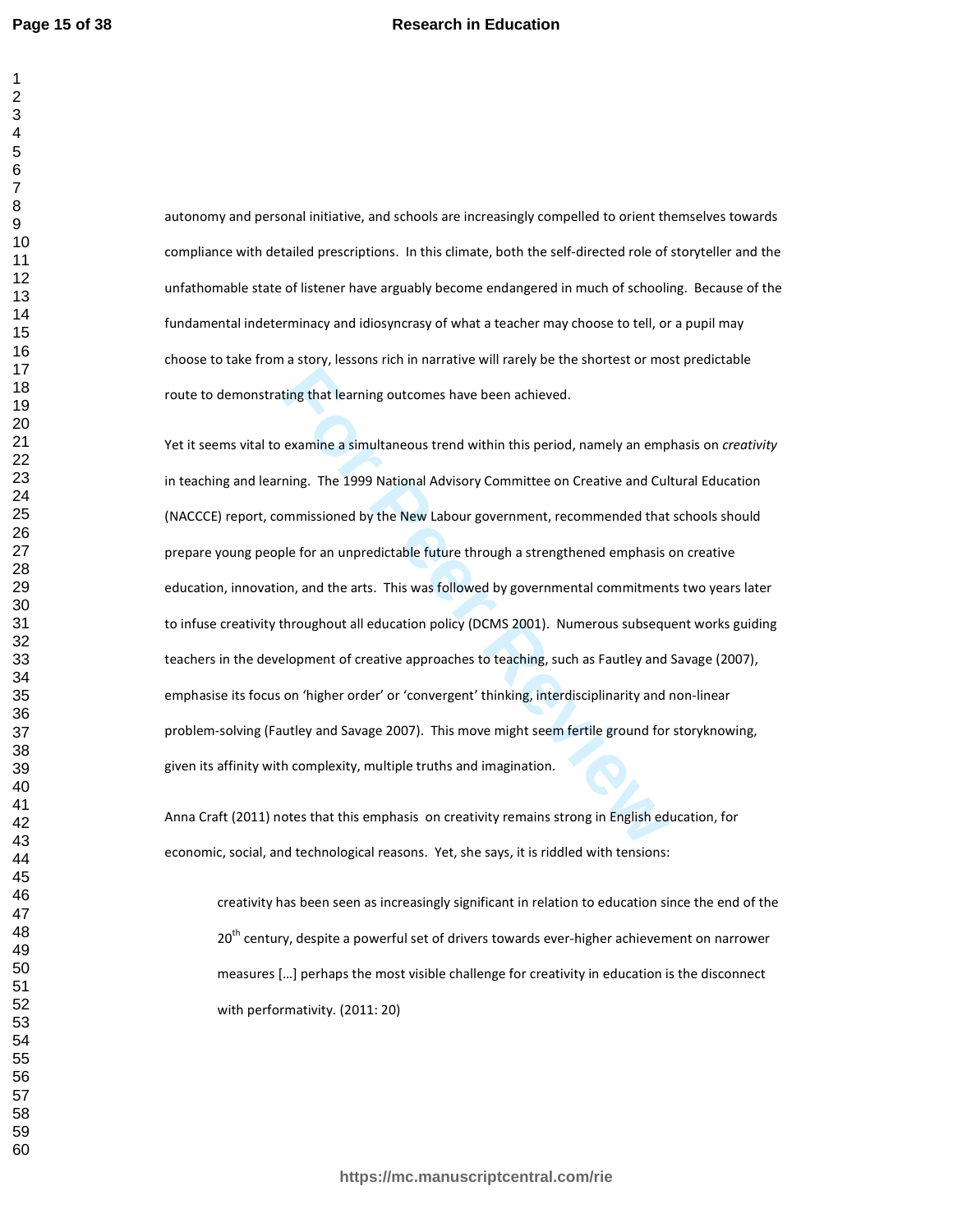autonomy and personal initiative, and schools are increasingly compelled to orient themselves towards compliance with detailed prescriptions. In this climate, both the self-directed role of storyteller and the unfathomable state of listener have arguably become endangered in much of schooling. Because of the fundamental indeterminacy and idiosyncrasy of what a teacher may choose to tell, or a pupil may choose to take from a story, lessons rich in narrative will rarely be the shortest or most predictable route to demonstrating that learning outcomes have been achieved.

Yet it seems vital to examine a simultaneous trend within this period, namely an emphasis on *creativity* in teaching and learning. The 1999 National Advisory Committee on Creative and Cultural Education (NACCCE) report, commissioned by the New Labour government, recommended that schools should prepare young people for an unpredictable future through a strengthened emphasis on creative education, innovation, and the arts. This was followed by governmental commitments two years later to infuse creativity throughout all education policy (DCMS 2001). Numerous subsequent works guiding teachers in the development of creative approaches to teaching, such as Fautley and Savage (2007), emphasise its focus on 'higher order' or 'convergent' thinking, interdisciplinarity and non-linear problem-solving (Fautley and Savage 2007). This move might seem fertile ground for storyknowing, given its affinity with complexity, multiple truths and imagination.

Anna Craft (2011) notes that this emphasis on creativity remains strong in English education, for economic, social, and technological reasons. Yet, she says, it is riddled with tensions:

> creativity has been seen as increasingly significant in relation to education since the end of the 20th century, despite a powerful set of drivers towards ever-higher achievement on narrower measures […] perhaps the most visible challenge for creativity in education is the disconnect with performativity. (2011: 20)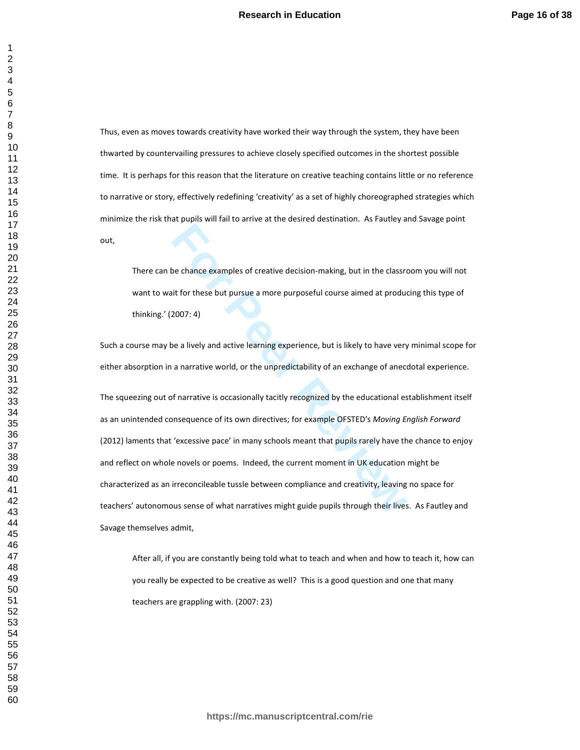Thus, even as moves towards creativity have worked their way through the system, they have been thwarted by countervailing pressures to achieve closely specified outcomes in the shortest possible time. It is perhaps for this reason that the literature on creative teaching contains little or no reference to narrative or story, effectively redefining 'creativity' as a set of highly choreographed strategies which minimize the risk that pupils will fail to arrive at the desired destination. As Fautley and Savage point out,

> There can be chance examples of creative decision-making, but in the classroom you will not want to wait for these but pursue a more purposeful course aimed at producing this type of thinking.' (2007: 4)

Such a course may be a lively and active learning experience, but is likely to have very minimal scope for either absorption in a narrative world, or the unpredictability of an exchange of anecdotal experience.

The squeezing out of narrative is occasionally tacitly recognized by the educational establishment itself as an unintended consequence of its own directives; for example OFSTED's *Moving English Forward* (2012) laments that 'excessive pace' in many schools meant that pupils rarely have the chance to enjoy and reflect on whole novels or poems. Indeed, the current moment in UK education might be characterized as an irreconcileable tussle between compliance and creativity, leaving no space for teachers' autonomous sense of what narratives might guide pupils through their lives. As Fautley and Savage themselves admit,

> After all, if you are constantly being told what to teach and when and how to teach it, how can you really be expected to be creative as well? This is a good question and one that many teachers are grappling with. (2007: 23)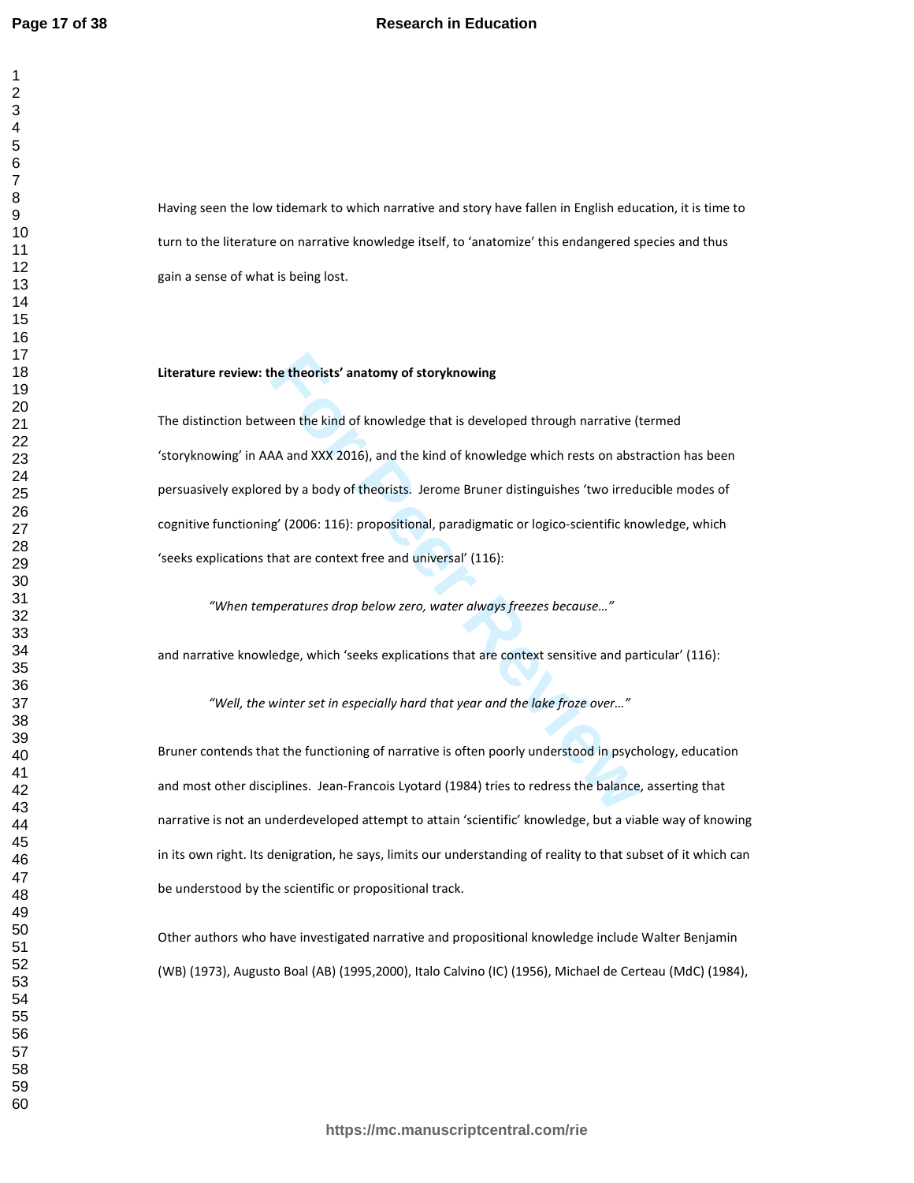Having seen the low tidemark to which narrative and story have fallen in English education, it is time to turn to the literature on narrative knowledge itself, to 'anatomize' this endangered species and thus gain a sense of what is being lost.

**Literature review: the theorists' anatomy of storyknowing**

The distinction between the kind of knowledge that is developed through narrative (termed 'storyknowing' in AAA and XXX 2016), and the kind of knowledge which rests on abstraction has been persuasively explored by a body of theorists. Jerome Bruner distinguishes 'two irreducible modes of cognitive functioning' (2006: 116): propositional, paradigmatic or logico-scientific knowledge, which 'seeks explications that are context free and universal' (116):

> *"When temperatures drop below zero, water always freezes because…"*

and narrative knowledge, which 'seeks explications that are context sensitive and particular' (116):

> *"Well, the winter set in especially hard that year and the lake froze over…"*

Bruner contends that the functioning of narrative is often poorly understood in psychology, education and most other disciplines. Jean-Francois Lyotard (1984) tries to redress the balance, asserting that narrative is not an underdeveloped attempt to attain 'scientific' knowledge, but a viable way of knowing in its own right. Its denigration, he says, limits our understanding of reality to that subset of it which can be understood by the scientific or propositional track.

Other authors who have investigated narrative and propositional knowledge include Walter Benjamin (WB) (1973), Augusto Boal (AB) (1995,2000), Italo Calvino (IC) (1956), Michael de Certeau (MdC) (1984),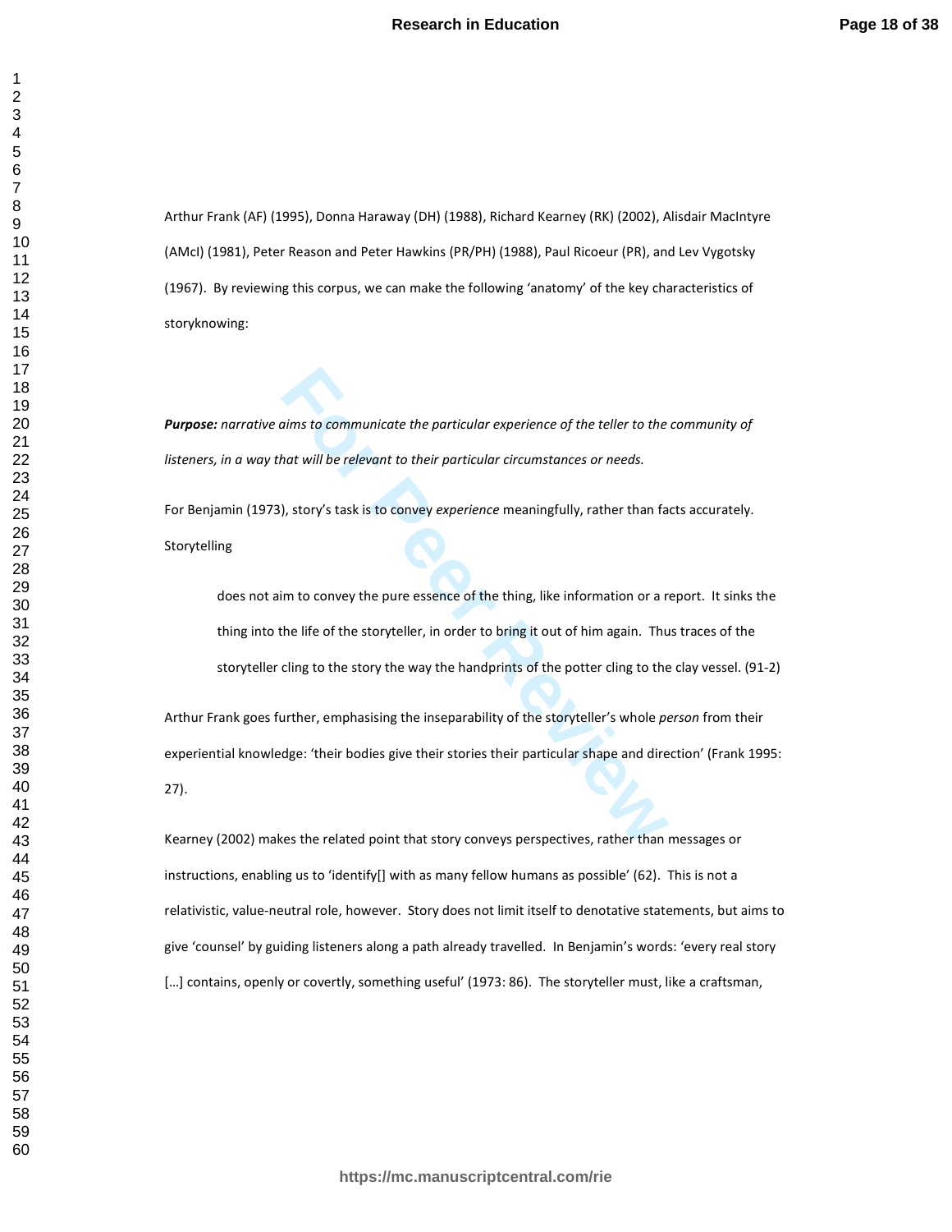Arthur Frank (AF) (1995), Donna Haraway (DH) (1988), Richard Kearney (RK) (2002), Alisdair MacIntyre (AMcI) (1981), Peter Reason and Peter Hawkins (PR/PH) (1988), Paul Ricoeur (PR), and Lev Vygotsky (1967). By reviewing this corpus, we can make the following 'anatomy' of the key characteristics of storyknowing:

***Purpose:*** *narrative aims to communicate the particular experience of the teller to the community of listeners, in a way that will be relevant to their particular circumstances or needs.*

For Benjamin (1973), story's task is to convey *experience* meaningfully, rather than facts accurately. Storytelling

> does not aim to convey the pure essence of the thing, like information or a report. It sinks the thing into the life of the storyteller, in order to bring it out of him again. Thus traces of the storyteller cling to the story the way the handprints of the potter cling to the clay vessel. (91-2)

Arthur Frank goes further, emphasising the inseparability of the storyteller's whole *person* from their experiential knowledge: 'their bodies give their stories their particular shape and direction' (Frank 1995: 27).

Kearney (2002) makes the related point that story conveys perspectives, rather than messages or instructions, enabling us to 'identify[] with as many fellow humans as possible' (62). This is not a relativistic, value-neutral role, however. Story does not limit itself to denotative statements, but aims to give 'counsel' by guiding listeners along a path already travelled. In Benjamin's words: 'every real story […] contains, openly or covertly, something useful' (1973: 86). The storyteller must, like a craftsman,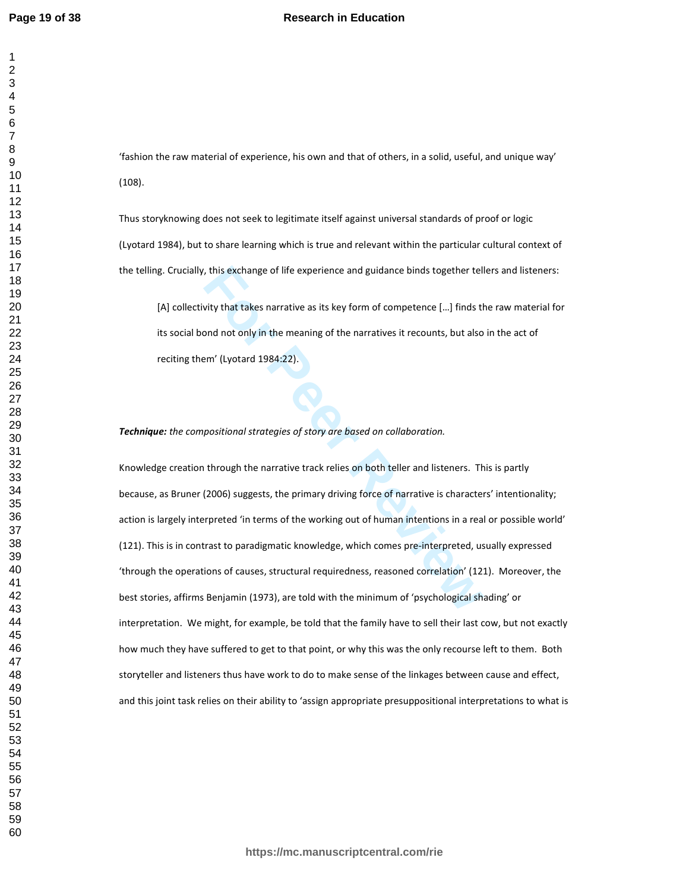'fashion the raw material of experience, his own and that of others, in a solid, useful, and unique way' (108).

Thus storyknowing does not seek to legitimate itself against universal standards of proof or logic (Lyotard 1984), but to share learning which is true and relevant within the particular cultural context of the telling. Crucially, this exchange of life experience and guidance binds together tellers and listeners:

> [A] collectivity that takes narrative as its key form of competence [...] finds the raw material for its social bond not only in the meaning of the narratives it recounts, but also in the act of reciting them' (Lyotard 1984:22).

***Technique:*** *the compositional strategies of story are based on collaboration.*

Knowledge creation through the narrative track relies on both teller and listeners. This is partly because, as Bruner (2006) suggests, the primary driving force of narrative is characters' intentionality; action is largely interpreted 'in terms of the working out of human intentions in a real or possible world' (121). This is in contrast to paradigmatic knowledge, which comes pre-interpreted, usually expressed 'through the operations of causes, structural requiredness, reasoned correlation' (121). Moreover, the best stories, affirms Benjamin (1973), are told with the minimum of 'psychological shading' or interpretation. We might, for example, be told that the family have to sell their last cow, but not exactly how much they have suffered to get to that point, or why this was the only recourse left to them. Both storyteller and listeners thus have work to do to make sense of the linkages between cause and effect, and this joint task relies on their ability to 'assign appropriate presuppositional interpretations to what is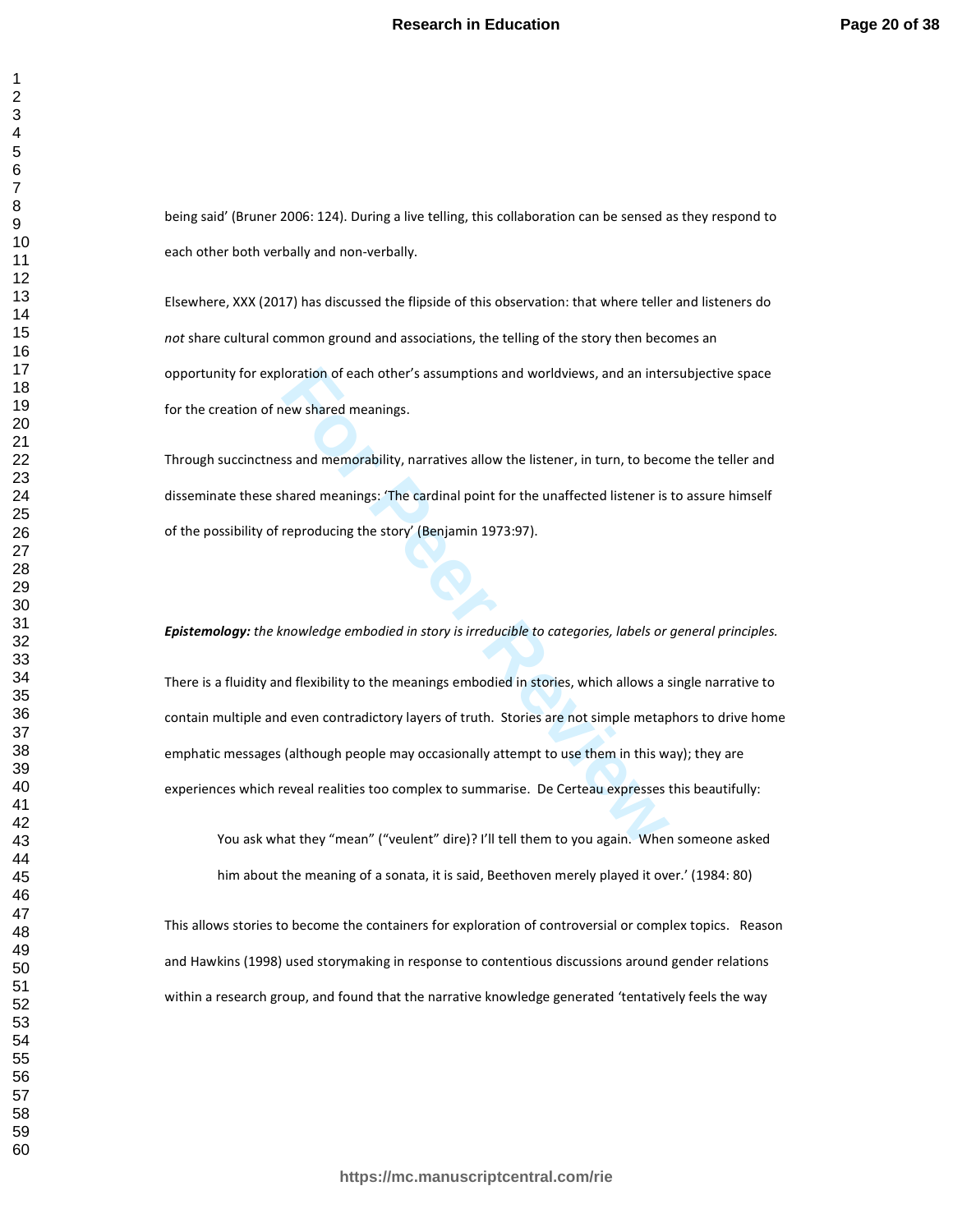being said' (Bruner 2006: 124). During a live telling, this collaboration can be sensed as they respond to each other both verbally and non-verbally.

Elsewhere, XXX (2017) has discussed the flipside of this observation: that where teller and listeners do *not* share cultural common ground and associations, the telling of the story then becomes an opportunity for exploration of each other's assumptions and worldviews, and an intersubjective space for the creation of new shared meanings.

Through succinctness and memorability, narratives allow the listener, in turn, to become the teller and disseminate these shared meanings: 'The cardinal point for the unaffected listener is to assure himself of the possibility of reproducing the story' (Benjamin 1973:97).

***Epistemology:*** *the knowledge embodied in story is irreducible to categories, labels or general principles.*

There is a fluidity and flexibility to the meanings embodied in stories, which allows a single narrative to contain multiple and even contradictory layers of truth. Stories are not simple metaphors to drive home emphatic messages (although people may occasionally attempt to use them in this way); they are experiences which reveal realities too complex to summarise. De Certeau expresses this beautifully:

> You ask what they "mean" ("veulent" dire)? I'll tell them to you again. When someone asked him about the meaning of a sonata, it is said, Beethoven merely played it over.' (1984: 80)

This allows stories to become the containers for exploration of controversial or complex topics. Reason and Hawkins (1998) used storymaking in response to contentious discussions around gender relations within a research group, and found that the narrative knowledge generated 'tentatively feels the way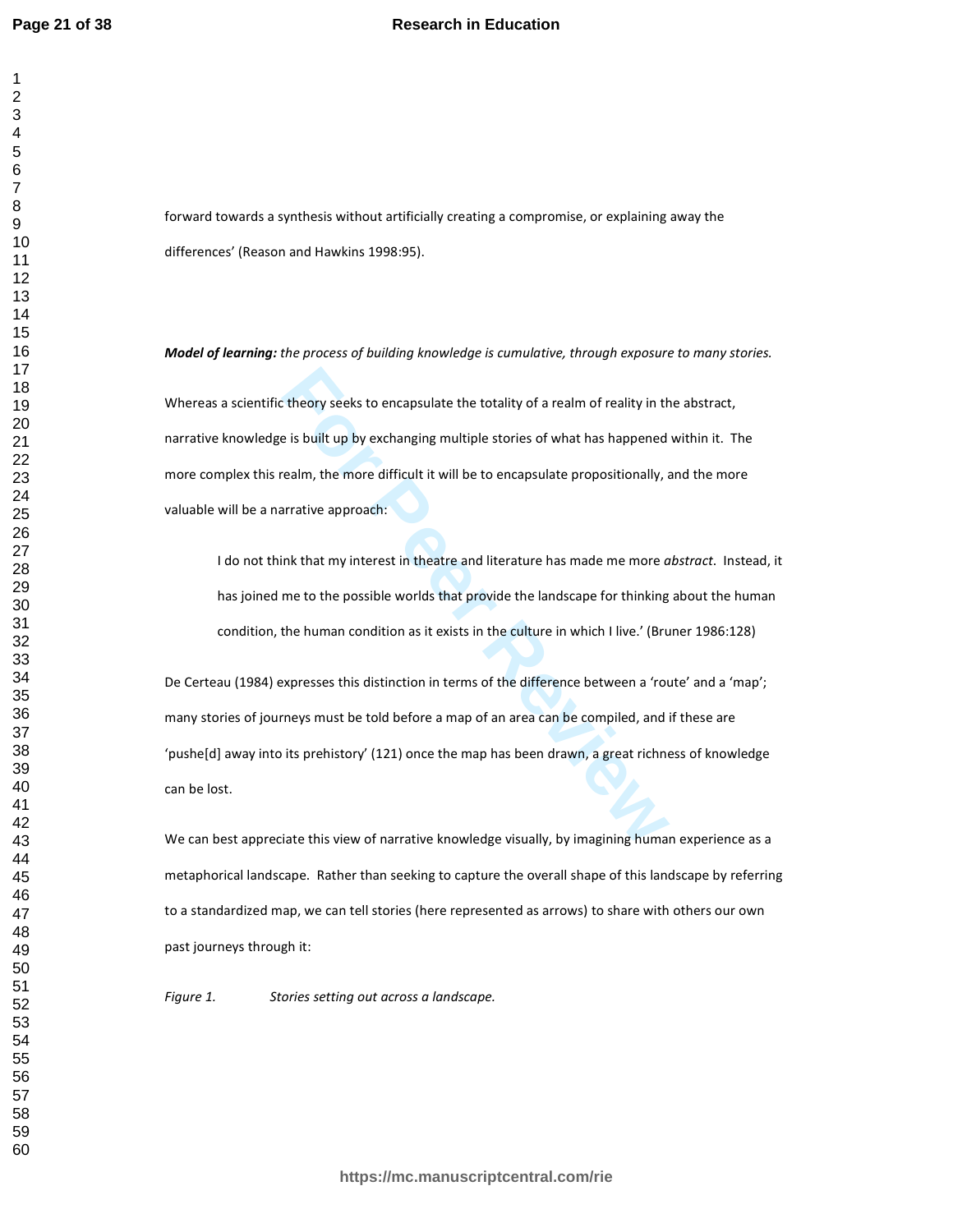forward towards a synthesis without artificially creating a compromise, or explaining away the differences' (Reason and Hawkins 1998:95).

***Model of learning:*** *the process of building knowledge is cumulative, through exposure to many stories.*

Whereas a scientific theory seeks to encapsulate the totality of a realm of reality in the abstract, narrative knowledge is built up by exchanging multiple stories of what has happened within it. The more complex this realm, the more difficult it will be to encapsulate propositionally, and the more valuable will be a narrative approach:

> I do not think that my interest in theatre and literature has made me more *abstract*. Instead, it has joined me to the possible worlds that provide the landscape for thinking about the human condition, the human condition as it exists in the culture in which I live.' (Bruner 1986:128)

De Certeau (1984) expresses this distinction in terms of the difference between a 'route' and a 'map'; many stories of journeys must be told before a map of an area can be compiled, and if these are 'pushe[d] away into its prehistory' (121) once the map has been drawn, a great richness of knowledge can be lost.

We can best appreciate this view of narrative knowledge visually, by imagining human experience as a metaphorical landscape. Rather than seeking to capture the overall shape of this landscape by referring to a standardized map, we can tell stories (here represented as arrows) to share with others our own past journeys through it:

*Figure 1.* *Stories setting out across a landscape.*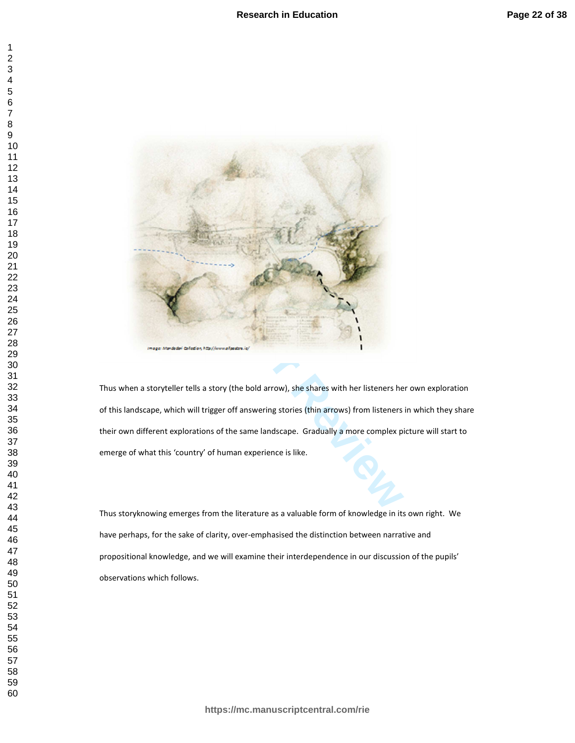Thus when a storyteller tells a story (the bold arrow), she shares with her listeners her own exploration of this landscape, which will trigger off answering stories (thin arrows) from listeners in which they share their own different explorations of the same landscape. Gradually a more complex picture will start to emerge of what this 'country' of human experience is like.

Thus storyknowing emerges from the literature as a valuable form of knowledge in its own right. We have perhaps, for the sake of clarity, over-emphasised the distinction between narrative and propositional knowledge, and we will examine their interdependence in our discussion of the pupils' observations which follows.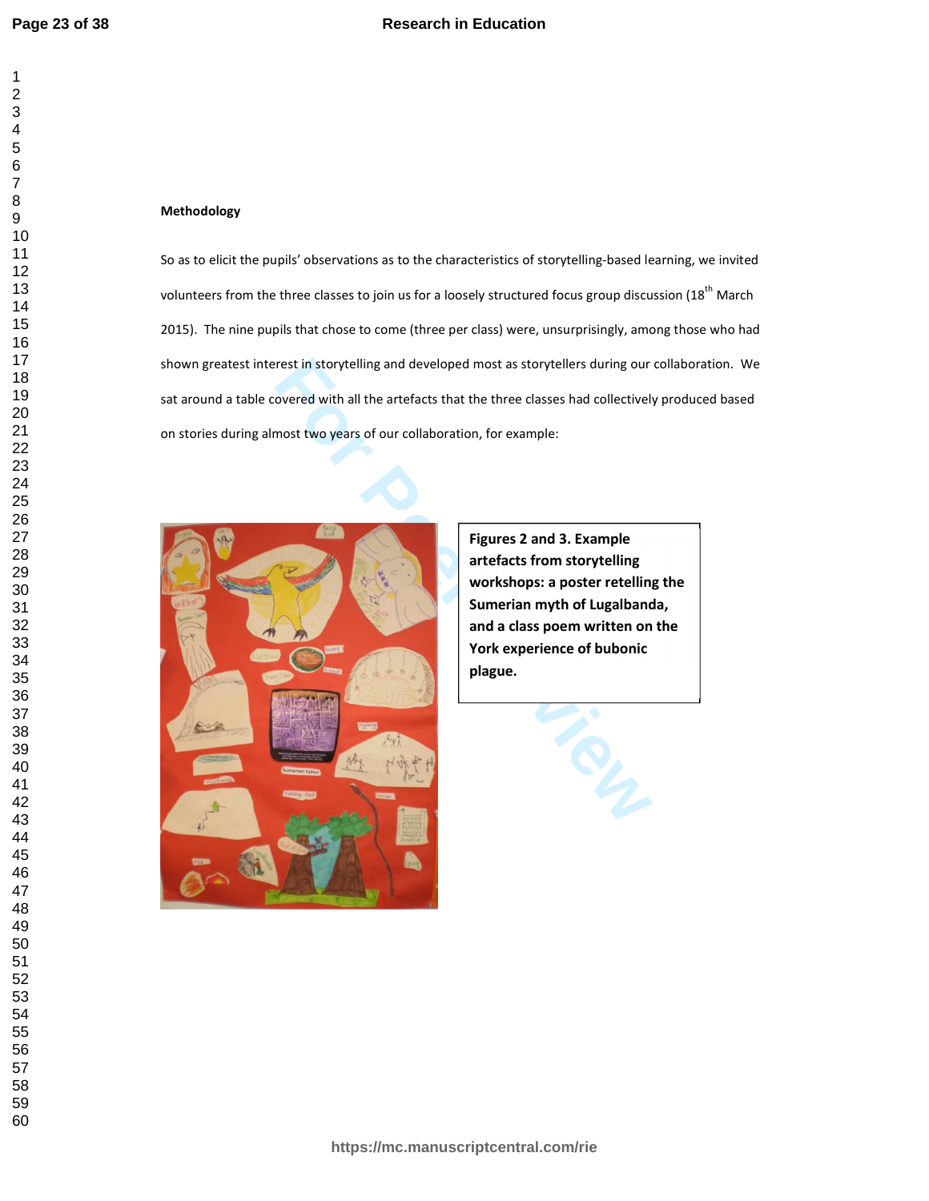**Methodology**

So as to elicit the pupils' observations as to the characteristics of storytelling-based learning, we invited volunteers from the three classes to join us for a loosely structured focus group discussion (18th March 2015). The nine pupils that chose to come (three per class) were, unsurprisingly, among those who had shown greatest interest in storytelling and developed most as storytellers during our collaboration. We sat around a table covered with all the artefacts that the three classes had collectively produced based on stories during almost two years of our collaboration, for example:

**Figures 2 and 3. Example artefacts from storytelling workshops: a poster retelling the Sumerian myth of Lugalbanda, and a class poem written on the York experience of bubonic plague.**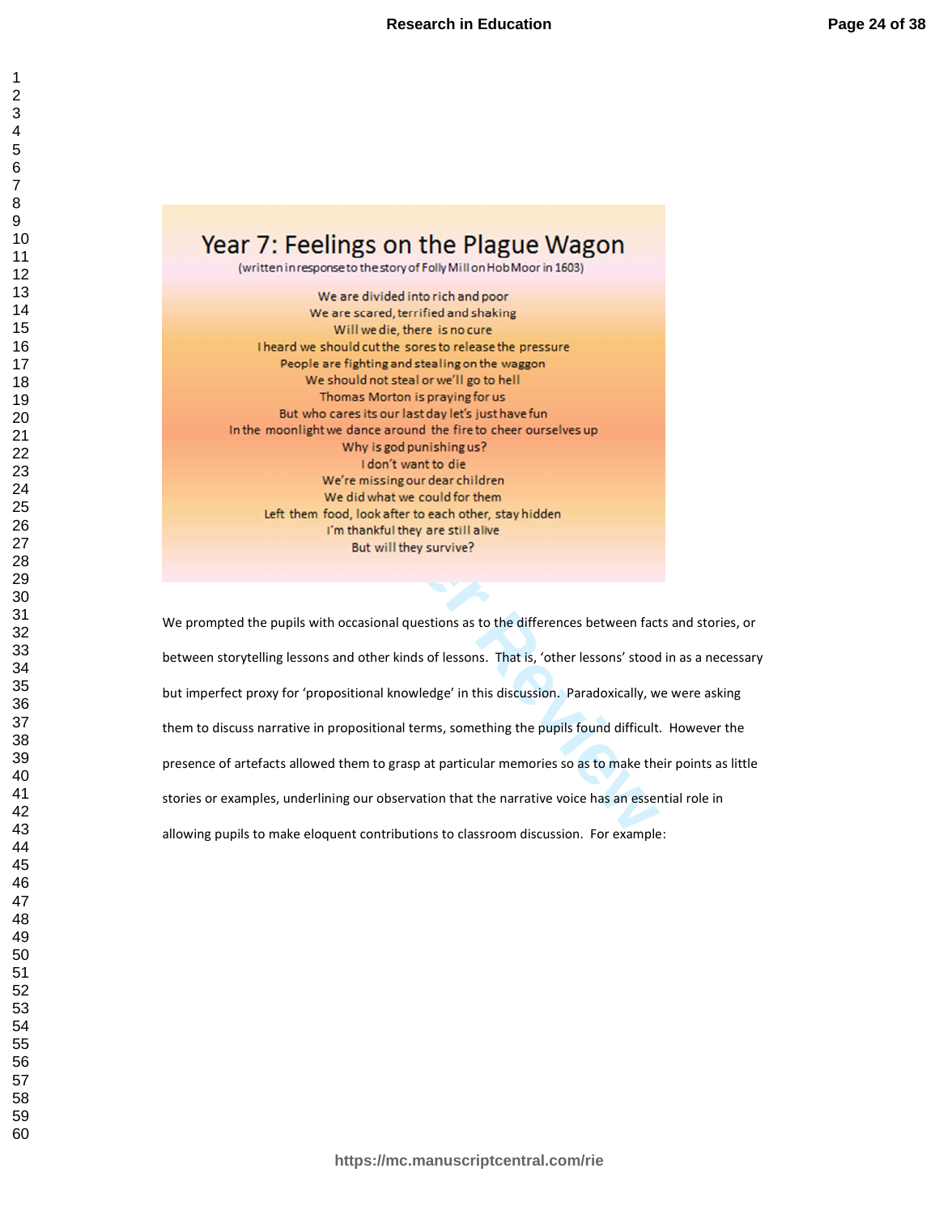## Year 7: Feelings on the Plague Wagon

(written in response to the story of Folly Mill on Hob Moor in 1603)

We are divided into rich and poor  
We are scared, terrified and shaking  
Will we die, there is no cure  
I heard we should cut the sores to release the pressure  
People are fighting and stealing on the waggon  
We should not steal or we'll go to hell  
Thomas Morton is praying for us  
But who cares its our last day let's just have fun  
In the moonlight we dance around the fire to cheer ourselves up  
Why is god punishing us?  
I don't want to die  
We're missing our dear children  
We did what we could for them  
Left them food, look after to each other, stay hidden  
I'm thankful they are still alive  
But will they survive?

We prompted the pupils with occasional questions as to the differences between facts and stories, or between storytelling lessons and other kinds of lessons. That is, 'other lessons' stood in as a necessary but imperfect proxy for 'propositional knowledge' in this discussion. Paradoxically, we were asking them to discuss narrative in propositional terms, something the pupils found difficult. However the presence of artefacts allowed them to grasp at particular memories so as to make their points as little stories or examples, underlining our observation that the narrative voice has an essential role in allowing pupils to make eloquent contributions to classroom discussion. For example: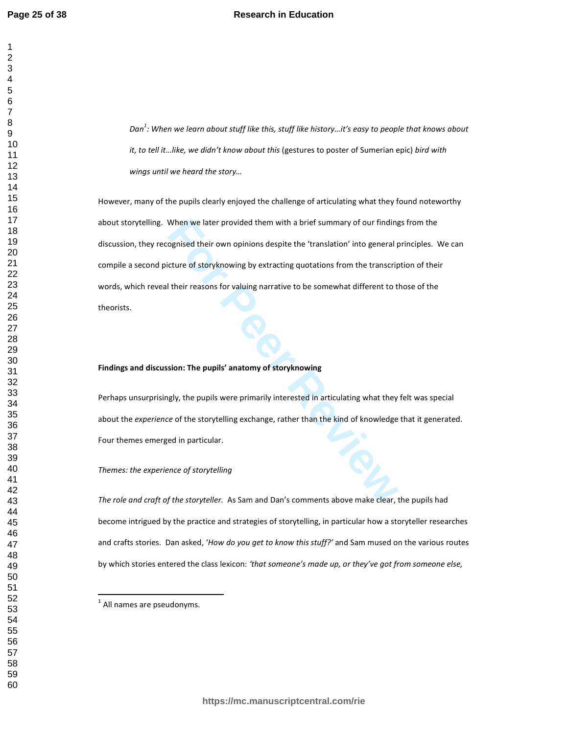> *Dan*[1]*: When we learn about stuff like this, stuff like history…it's easy to people that knows about it, to tell it…like, we didn't know about this* (gestures to poster of Sumerian epic) *bird with wings until we heard the story…*

However, many of the pupils clearly enjoyed the challenge of articulating what they found noteworthy about storytelling. When we later provided them with a brief summary of our findings from the discussion, they recognised their own opinions despite the 'translation' into general principles. We can compile a second picture of storyknowing by extracting quotations from the transcription of their words, which reveal their reasons for valuing narrative to be somewhat different to those of the theorists.

**Findings and discussion: The pupils' anatomy of storyknowing**

Perhaps unsurprisingly, the pupils were primarily interested in articulating what they felt was special about the *experience* of the storytelling exchange, rather than the kind of knowledge that it generated. Four themes emerged in particular.

*Themes: the experience of storytelling*

*The role and craft of the storyteller.* As Sam and Dan's comments above make clear, the pupils had become intrigued by the practice and strategies of storytelling, in particular how a storyteller researches and crafts stories. Dan asked, '*How do you get to know this stuff?'* and Sam mused on the various routes by which stories entered the class lexicon: *'that someone's made up, or they've got from someone else,*

---

[1] All names are pseudonyms.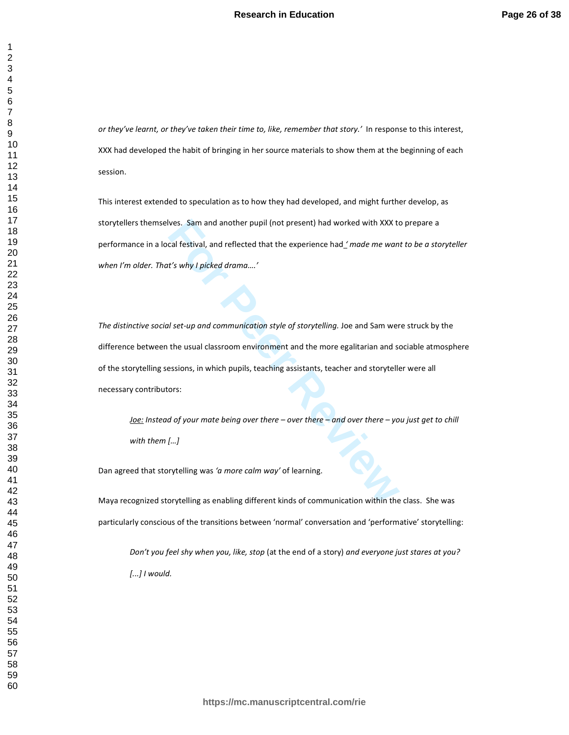*or they've learnt, or they've taken their time to, like, remember that story.'* In response to this interest, XXX had developed the habit of bringing in her source materials to show them at the beginning of each session.

This interest extended to speculation as to how they had developed, and might further develop, as storytellers themselves. Sam and another pupil (not present) had worked with XXX to prepare a performance in a local festival, and reflected that the experience had *' made me want to be a storyteller when I'm older. That's why I picked drama….'*

*The distinctive social set-up and communication style of storytelling.* Joe and Sam were struck by the difference between the usual classroom environment and the more egalitarian and sociable atmosphere of the storytelling sessions, in which pupils, teaching assistants, teacher and storyteller were all necessary contributors:

> *Joe: Instead of your mate being over there – over there – and over there – you just get to chill with them […]*

Dan agreed that storytelling was *'a more calm way'* of learning.

Maya recognized storytelling as enabling different kinds of communication within the class. She was particularly conscious of the transitions between 'normal' conversation and 'performative' storytelling:

> *Don't you feel shy when you, like, stop* (at the end of a story) *and everyone just stares at you? [...] I would.*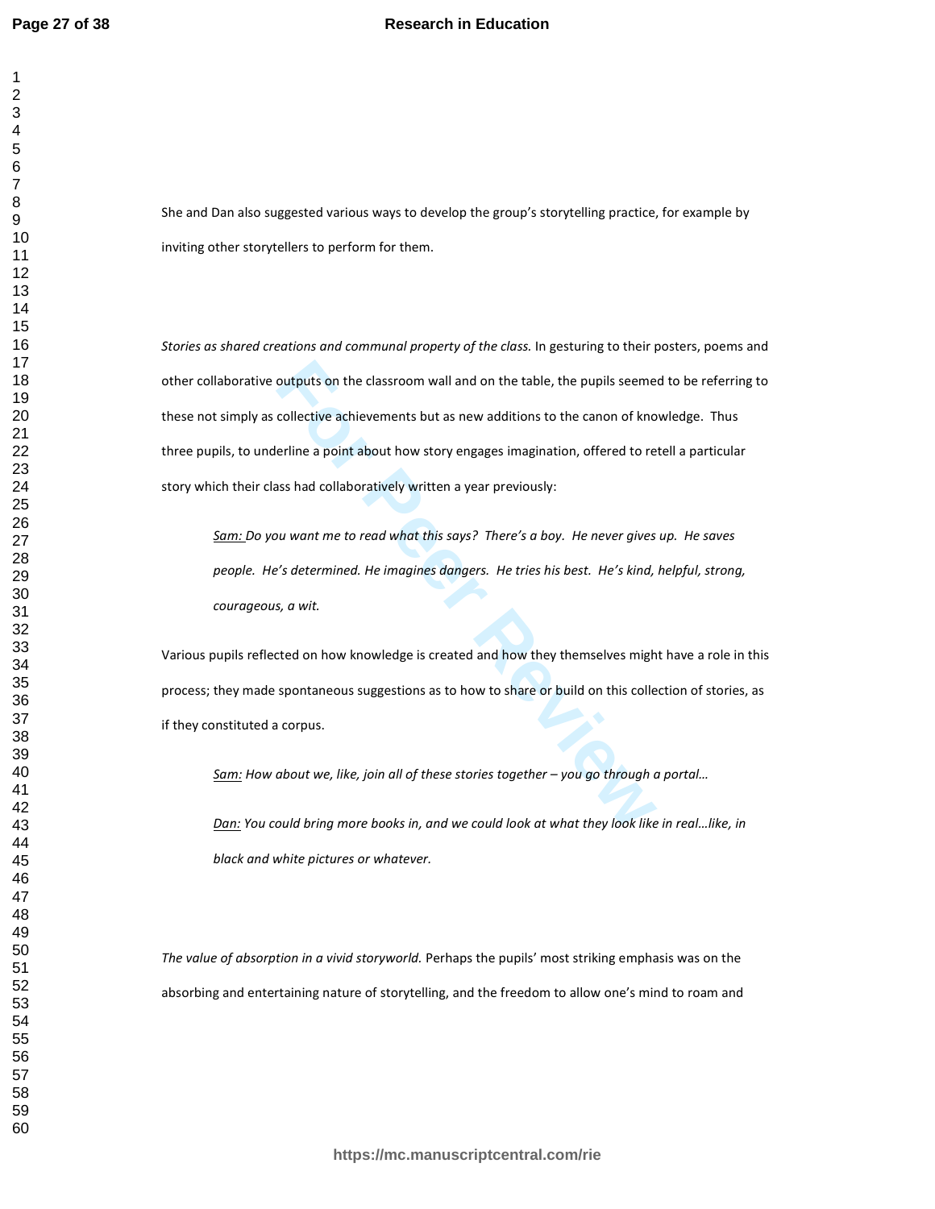She and Dan also suggested various ways to develop the group's storytelling practice, for example by inviting other storytellers to perform for them.

*Stories as shared creations and communal property of the class.* In gesturing to their posters, poems and other collaborative outputs on the classroom wall and on the table, the pupils seemed to be referring to these not simply as collective achievements but as new additions to the canon of knowledge. Thus three pupils, to underline a point about how story engages imagination, offered to retell a particular story which their class had collaboratively written a year previously:

> <u>Sam:</u> *Do you want me to read what this says? There's a boy. He never gives up. He saves people. He's determined. He imagines dangers. He tries his best. He's kind, helpful, strong, courageous, a wit.*

Various pupils reflected on how knowledge is created and how they themselves might have a role in this process; they made spontaneous suggestions as to how to share or build on this collection of stories, as if they constituted a corpus.

> <u>Sam:</u> *How about we, like, join all of these stories together – you go through a portal…*
>
> <u>Dan:</u> *You could bring more books in, and we could look at what they look like in real…like, in black and white pictures or whatever.*

*The value of absorption in a vivid storyworld.* Perhaps the pupils' most striking emphasis was on the absorbing and entertaining nature of storytelling, and the freedom to allow one's mind to roam and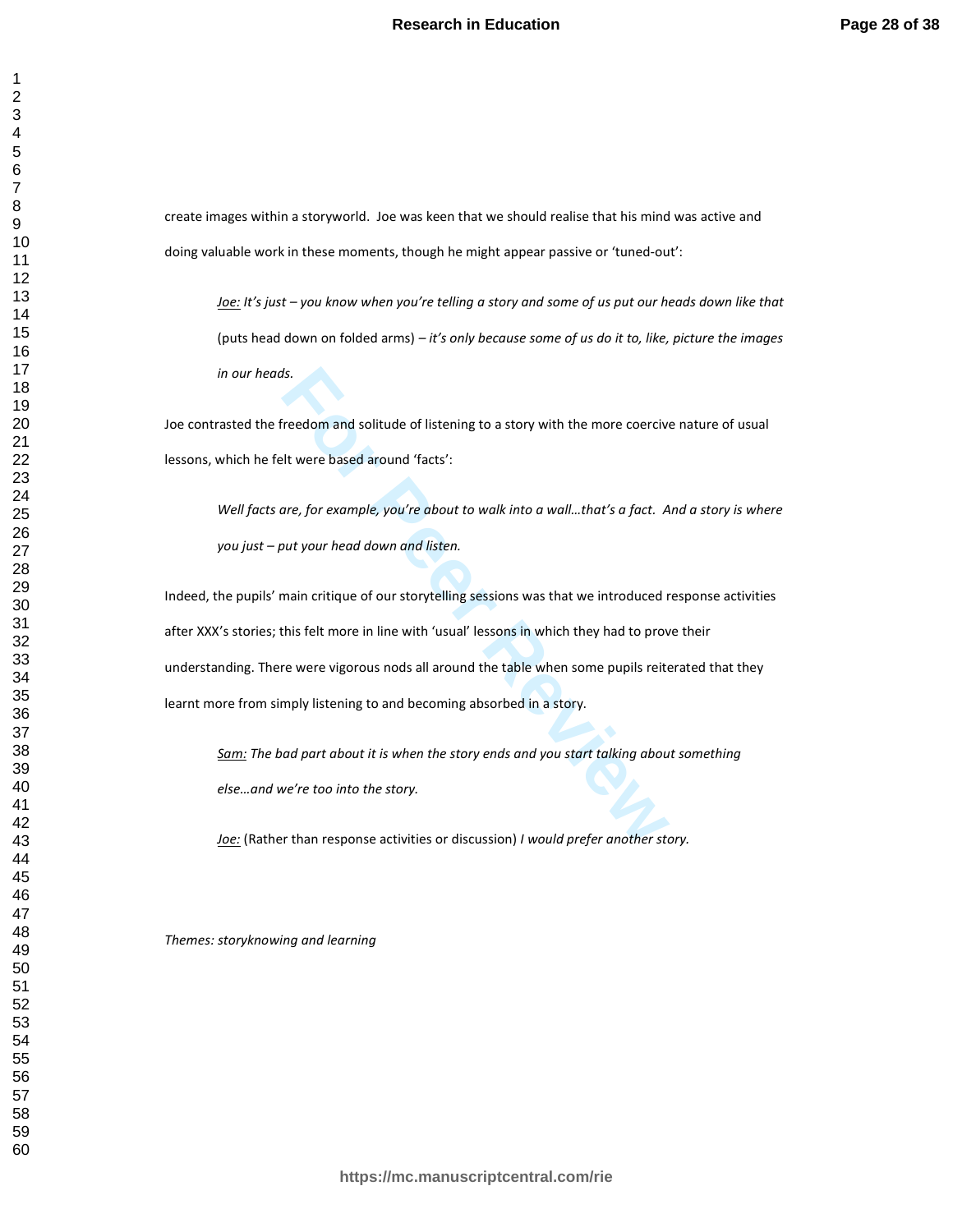create images within a storyworld. Joe was keen that we should realise that his mind was active and doing valuable work in these moments, though he might appear passive or 'tuned-out':

> Joe: *It's just – you know when you're telling a story and some of us put our heads down like that* (puts head down on folded arms) – *it's only because some of us do it to, like, picture the images in our heads.*

Joe contrasted the freedom and solitude of listening to a story with the more coercive nature of usual lessons, which he felt were based around 'facts':

> *Well facts are, for example, you're about to walk into a wall…that's a fact. And a story is where you just – put your head down and listen.*

Indeed, the pupils' main critique of our storytelling sessions was that we introduced response activities after XXX's stories; this felt more in line with 'usual' lessons in which they had to prove their understanding. There were vigorous nods all around the table when some pupils reiterated that they learnt more from simply listening to and becoming absorbed in a story.

> Sam: *The bad part about it is when the story ends and you start talking about something else…and we're too into the story.*
>
> Joe: (Rather than response activities or discussion) *I would prefer another story.*

*Themes: storyknowing and learning*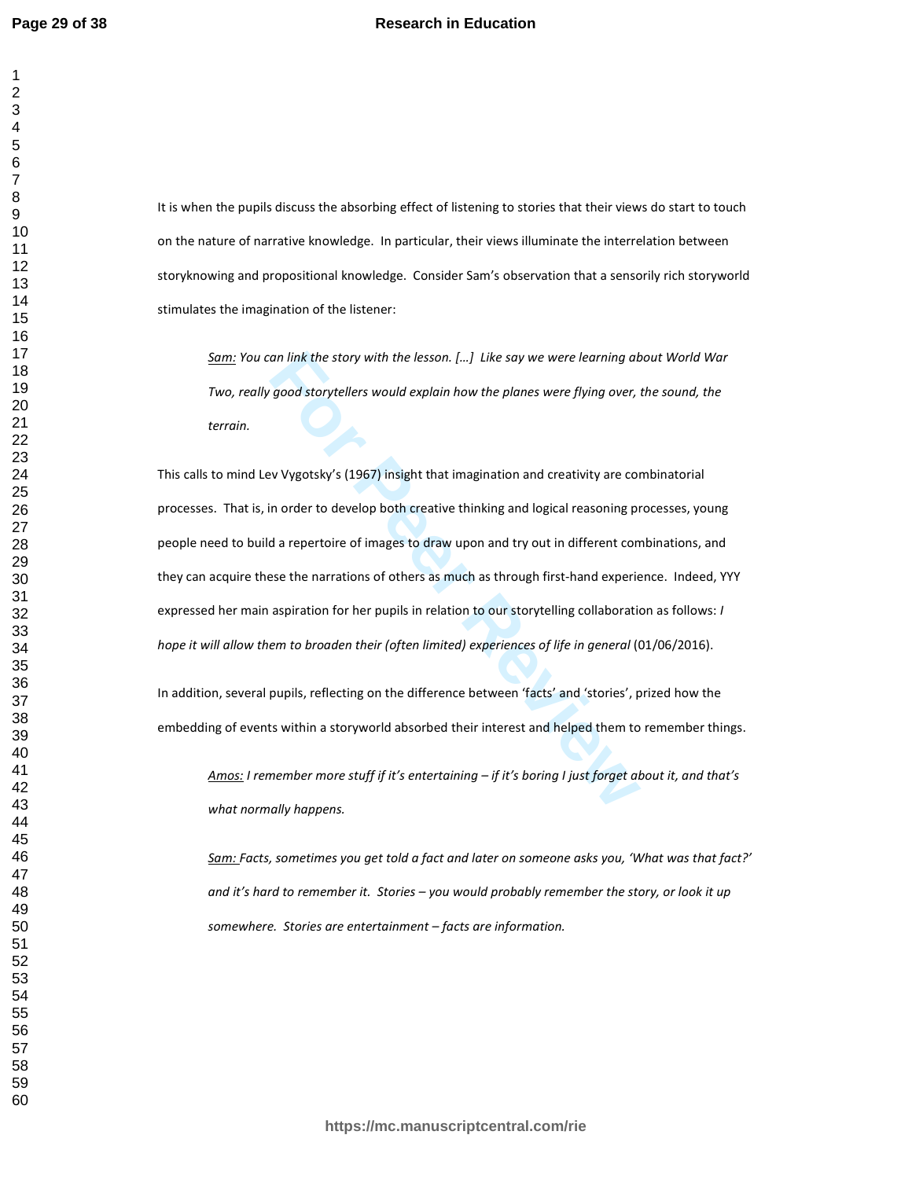It is when the pupils discuss the absorbing effect of listening to stories that their views do start to touch on the nature of narrative knowledge. In particular, their views illuminate the interrelation between storyknowing and propositional knowledge. Consider Sam's observation that a sensorily rich storyworld stimulates the imagination of the listener:

> Sam: *You can link the story with the lesson. […] Like say we were learning about World War Two, really good storytellers would explain how the planes were flying over, the sound, the terrain.*

This calls to mind Lev Vygotsky's (1967) insight that imagination and creativity are combinatorial processes. That is, in order to develop both creative thinking and logical reasoning processes, young people need to build a repertoire of images to draw upon and try out in different combinations, and they can acquire these the narrations of others as much as through first-hand experience. Indeed, YYY expressed her main aspiration for her pupils in relation to our storytelling collaboration as follows: *I hope it will allow them to broaden their (often limited) experiences of life in general* (01/06/2016).

In addition, several pupils, reflecting on the difference between 'facts' and 'stories', prized how the embedding of events within a storyworld absorbed their interest and helped them to remember things.

> Amos: *I remember more stuff if it's entertaining – if it's boring I just forget about it, and that's what normally happens.*
>
> Sam: *Facts, sometimes you get told a fact and later on someone asks you, 'What was that fact?' and it's hard to remember it. Stories – you would probably remember the story, or look it up somewhere. Stories are entertainment – facts are information.*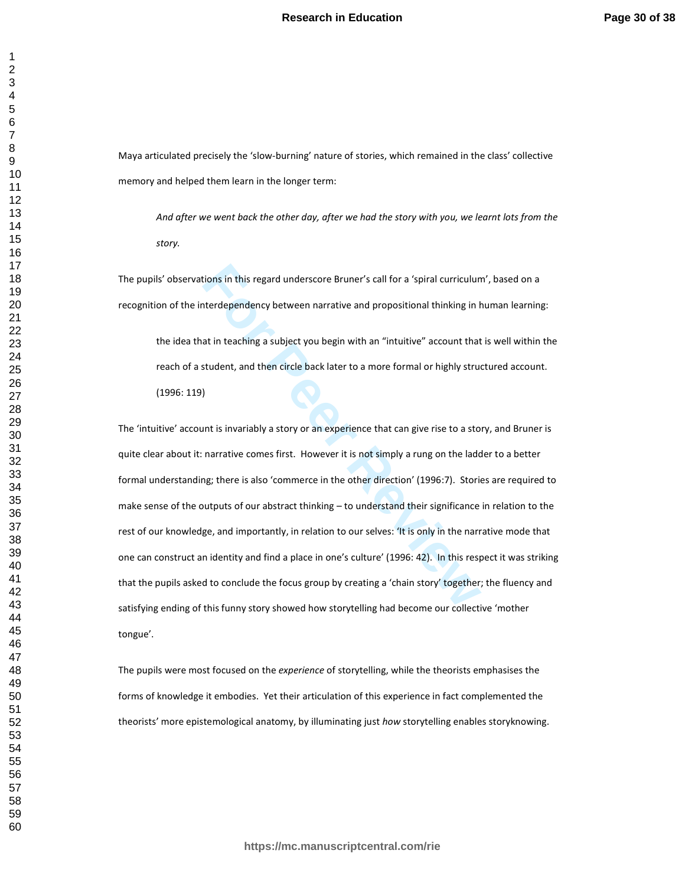Maya articulated precisely the 'slow-burning' nature of stories, which remained in the class' collective memory and helped them learn in the longer term:

> *And after we went back the other day, after we had the story with you, we learnt lots from the story.*

The pupils' observations in this regard underscore Bruner's call for a 'spiral curriculum', based on a recognition of the interdependency between narrative and propositional thinking in human learning:

> the idea that in teaching a subject you begin with an "intuitive" account that is well within the reach of a student, and then circle back later to a more formal or highly structured account. (1996: 119)

The 'intuitive' account is invariably a story or an experience that can give rise to a story, and Bruner is quite clear about it: narrative comes first. However it is not simply a rung on the ladder to a better formal understanding; there is also 'commerce in the other direction' (1996:7). Stories are required to make sense of the outputs of our abstract thinking – to understand their significance in relation to the rest of our knowledge, and importantly, in relation to our selves: 'It is only in the narrative mode that one can construct an identity and find a place in one's culture' (1996: 42). In this respect it was striking that the pupils asked to conclude the focus group by creating a 'chain story' together; the fluency and satisfying ending of this funny story showed how storytelling had become our collective 'mother tongue'.

The pupils were most focused on the *experience* of storytelling, while the theorists emphasises the forms of knowledge it embodies. Yet their articulation of this experience in fact complemented the theorists' more epistemological anatomy, by illuminating just *how* storytelling enables storyknowing.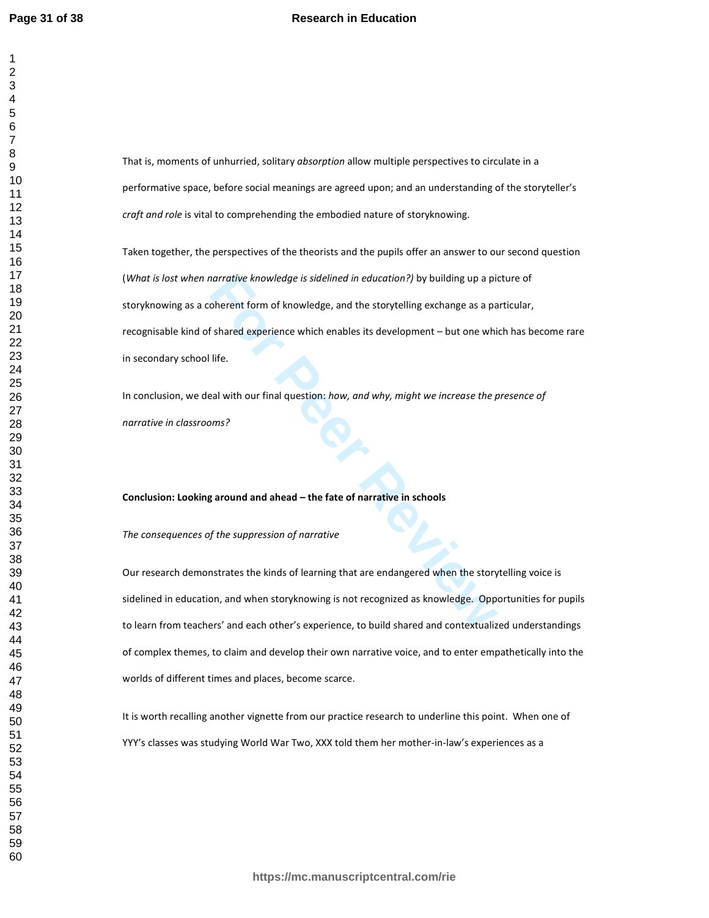That is, moments of unhurried, solitary *absorption* allow multiple perspectives to circulate in a performative space, before social meanings are agreed upon; and an understanding of the storyteller's *craft and role* is vital to comprehending the embodied nature of storyknowing.

Taken together, the perspectives of the theorists and the pupils offer an answer to our second question (*What is lost when narrative knowledge is sidelined in education?)* by building up a picture of storyknowing as a coherent form of knowledge, and the storytelling exchange as a particular, recognisable kind of shared experience which enables its development – but one which has become rare in secondary school life.

In conclusion, we deal with our final question: *how, and why, might we increase the presence of narrative in classrooms?*

**Conclusion: Looking around and ahead – the fate of narrative in schools**

*The consequences of the suppression of narrative*

Our research demonstrates the kinds of learning that are endangered when the storytelling voice is sidelined in education, and when storyknowing is not recognized as knowledge. Opportunities for pupils to learn from teachers' and each other's experience, to build shared and contextualized understandings of complex themes, to claim and develop their own narrative voice, and to enter empathetically into the worlds of different times and places, become scarce.

It is worth recalling another vignette from our practice research to underline this point. When one of YYY's classes was studying World War Two, XXX told them her mother-in-law's experiences as a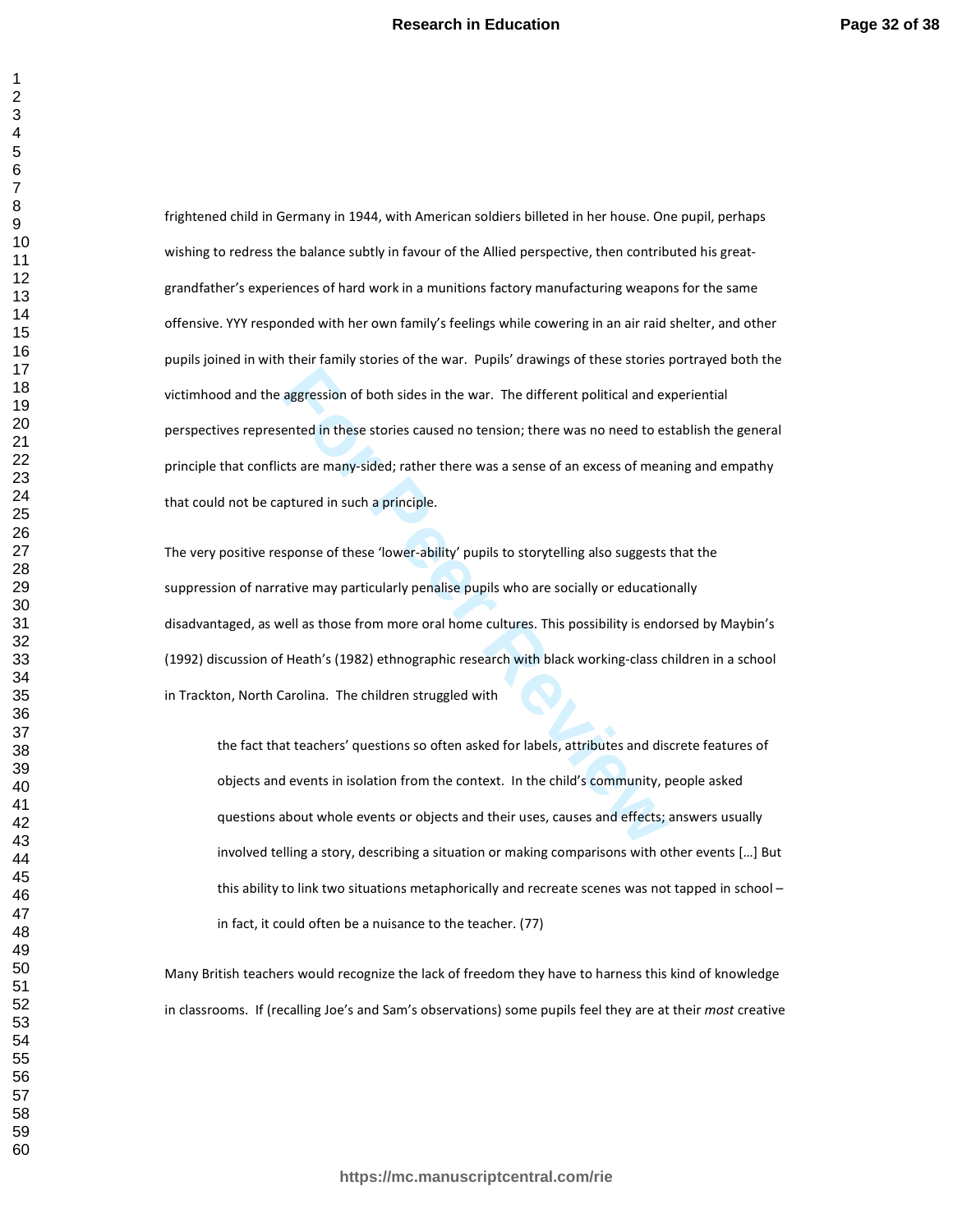frightened child in Germany in 1944, with American soldiers billeted in her house. One pupil, perhaps wishing to redress the balance subtly in favour of the Allied perspective, then contributed his great-grandfather's experiences of hard work in a munitions factory manufacturing weapons for the same offensive. YYY responded with her own family's feelings while cowering in an air raid shelter, and other pupils joined in with their family stories of the war.  Pupils' drawings of these stories portrayed both the victimhood and the aggression of both sides in the war.  The different political and experiential perspectives represented in these stories caused no tension; there was no need to establish the general principle that conflicts are many-sided; rather there was a sense of an excess of meaning and empathy that could not be captured in such a principle.

The very positive response of these 'lower-ability' pupils to storytelling also suggests that the suppression of narrative may particularly penalise pupils who are socially or educationally disadvantaged, as well as those from more oral home cultures. This possibility is endorsed by Maybin's (1992) discussion of Heath's (1982) ethnographic research with black working-class children in a school in Trackton, North Carolina.  The children struggled with

> the fact that teachers' questions so often asked for labels, attributes and discrete features of objects and events in isolation from the context.  In the child's community, people asked questions about whole events or objects and their uses, causes and effects; answers usually involved telling a story, describing a situation or making comparisons with other events […] But this ability to link two situations metaphorically and recreate scenes was not tapped in school – in fact, it could often be a nuisance to the teacher. (77)

Many British teachers would recognize the lack of freedom they have to harness this kind of knowledge in classrooms.  If (recalling Joe's and Sam's observations) some pupils feel they are at their *most* creative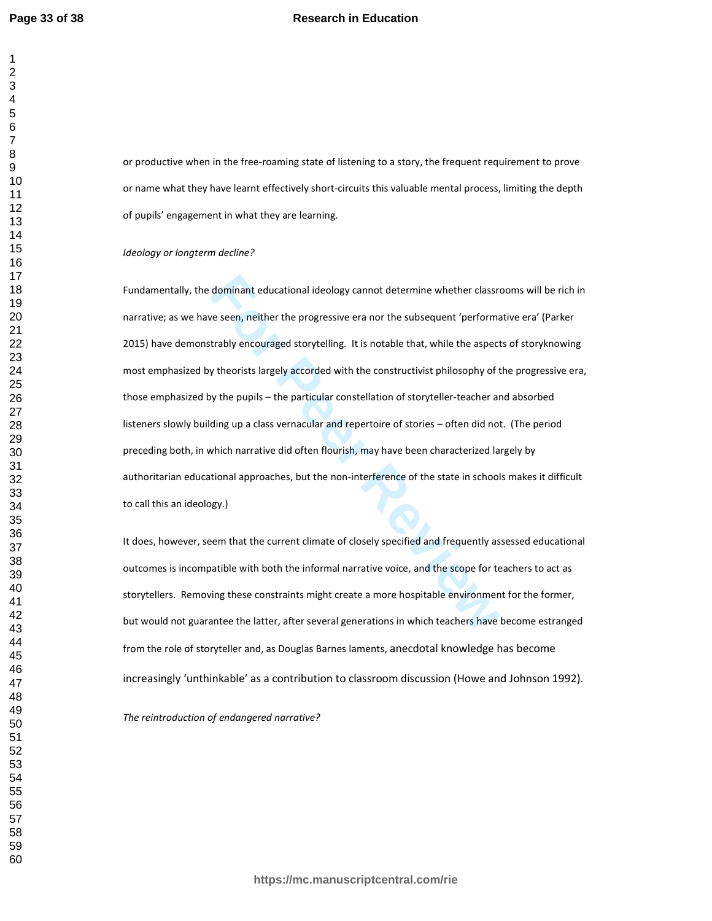or productive when in the free-roaming state of listening to a story, the frequent requirement to prove or name what they have learnt effectively short-circuits this valuable mental process, limiting the depth of pupils' engagement in what they are learning.

*Ideology or longterm decline?*

Fundamentally, the dominant educational ideology cannot determine whether classrooms will be rich in narrative; as we have seen, neither the progressive era nor the subsequent 'performative era' (Parker 2015) have demonstrably encouraged storytelling. It is notable that, while the aspects of storyknowing most emphasized by theorists largely accorded with the constructivist philosophy of the progressive era, those emphasized by the pupils – the particular constellation of storyteller-teacher and absorbed listeners slowly building up a class vernacular and repertoire of stories – often did not. (The period preceding both, in which narrative did often flourish, may have been characterized largely by authoritarian educational approaches, but the non-interference of the state in schools makes it difficult to call this an ideology.)

It does, however, seem that the current climate of closely specified and frequently assessed educational outcomes is incompatible with both the informal narrative voice, and the scope for teachers to act as storytellers. Removing these constraints might create a more hospitable environment for the former, but would not guarantee the latter, after several generations in which teachers have become estranged from the role of storyteller and, as Douglas Barnes laments, anecdotal knowledge has become increasingly 'unthinkable' as a contribution to classroom discussion (Howe and Johnson 1992).

*The reintroduction of endangered narrative?*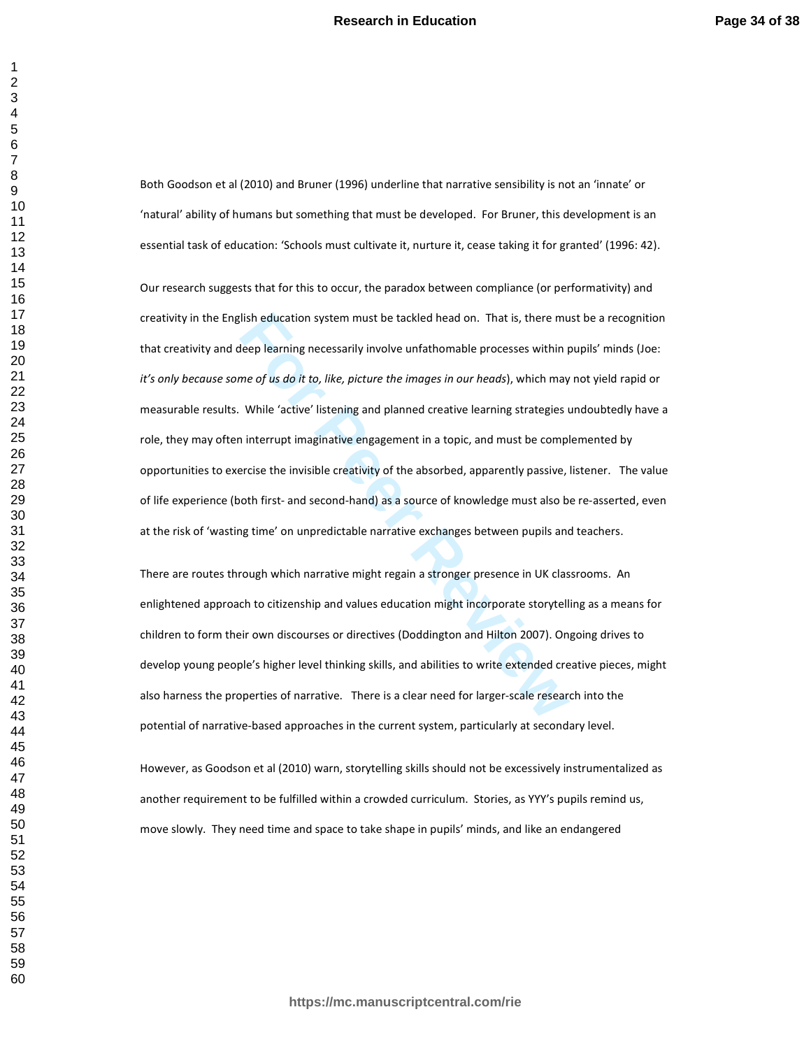Both Goodson et al (2010) and Bruner (1996) underline that narrative sensibility is not an 'innate' or 'natural' ability of humans but something that must be developed. For Bruner, this development is an essential task of education: 'Schools must cultivate it, nurture it, cease taking it for granted' (1996: 42).

Our research suggests that for this to occur, the paradox between compliance (or performativity) and creativity in the English education system must be tackled head on. That is, there must be a recognition that creativity and deep learning necessarily involve unfathomable processes within pupils' minds (Joe: *it's only because some of us do it to, like, picture the images in our heads*), which may not yield rapid or measurable results. While 'active' listening and planned creative learning strategies undoubtedly have a role, they may often interrupt imaginative engagement in a topic, and must be complemented by opportunities to exercise the invisible creativity of the absorbed, apparently passive, listener. The value of life experience (both first- and second-hand) as a source of knowledge must also be re-asserted, even at the risk of 'wasting time' on unpredictable narrative exchanges between pupils and teachers.

There are routes through which narrative might regain a stronger presence in UK classrooms. An enlightened approach to citizenship and values education might incorporate storytelling as a means for children to form their own discourses or directives (Doddington and Hilton 2007). Ongoing drives to develop young people's higher level thinking skills, and abilities to write extended creative pieces, might also harness the properties of narrative. There is a clear need for larger-scale research into the potential of narrative-based approaches in the current system, particularly at secondary level.

However, as Goodson et al (2010) warn, storytelling skills should not be excessively instrumentalized as another requirement to be fulfilled within a crowded curriculum. Stories, as YYY's pupils remind us, move slowly. They need time and space to take shape in pupils' minds, and like an endangered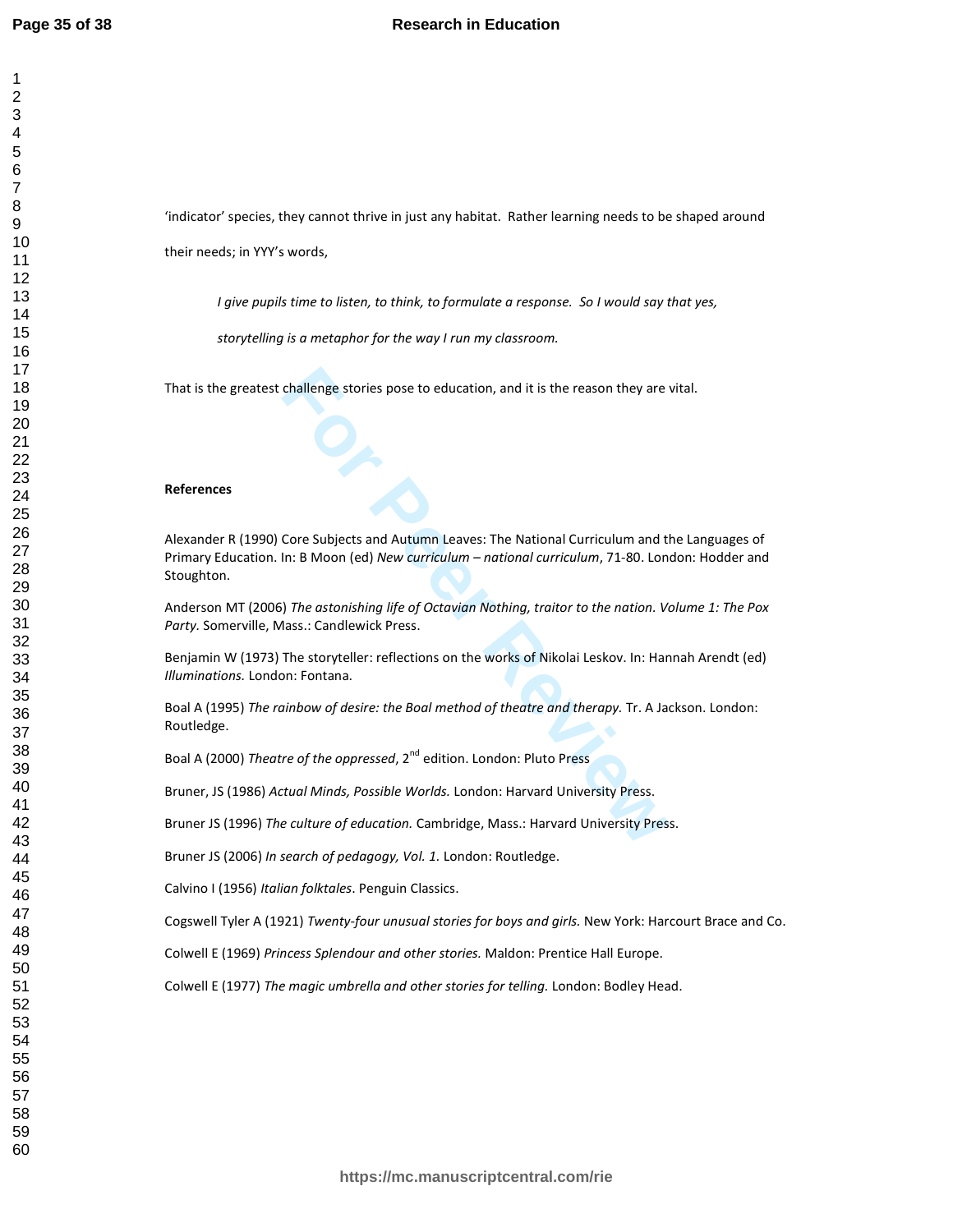'indicator' species, they cannot thrive in just any habitat. Rather learning needs to be shaped around their needs; in YYY's words,

> *I give pupils time to listen, to think, to formulate a response. So I would say that yes, storytelling is a metaphor for the way I run my classroom.*

That is the greatest challenge stories pose to education, and it is the reason they are vital.

**References**

Alexander R (1990) Core Subjects and Autumn Leaves: The National Curriculum and the Languages of Primary Education. In: B Moon (ed) *New curriculum – national curriculum*, 71-80. London: Hodder and Stoughton.

Anderson MT (2006) *The astonishing life of Octavian Nothing, traitor to the nation. Volume 1: The Pox Party.* Somerville, Mass.: Candlewick Press.

Benjamin W (1973) The storyteller: reflections on the works of Nikolai Leskov. In: Hannah Arendt (ed) *Illuminations.* London: Fontana.

Boal A (1995) *The rainbow of desire: the Boal method of theatre and therapy.* Tr. A Jackson. London: Routledge.

Boal A (2000) *Theatre of the oppressed*, 2nd edition. London: Pluto Press

Bruner, JS (1986) *Actual Minds, Possible Worlds.* London: Harvard University Press.

Bruner JS (1996) *The culture of education.* Cambridge, Mass.: Harvard University Press.

Bruner JS (2006) *In search of pedagogy, Vol. 1.* London: Routledge.

Calvino I (1956) *Italian folktales*. Penguin Classics.

Cogswell Tyler A (1921) *Twenty-four unusual stories for boys and girls.* New York: Harcourt Brace and Co.

Colwell E (1969) *Princess Splendour and other stories.* Maldon: Prentice Hall Europe.

Colwell E (1977) *The magic umbrella and other stories for telling.* London: Bodley Head.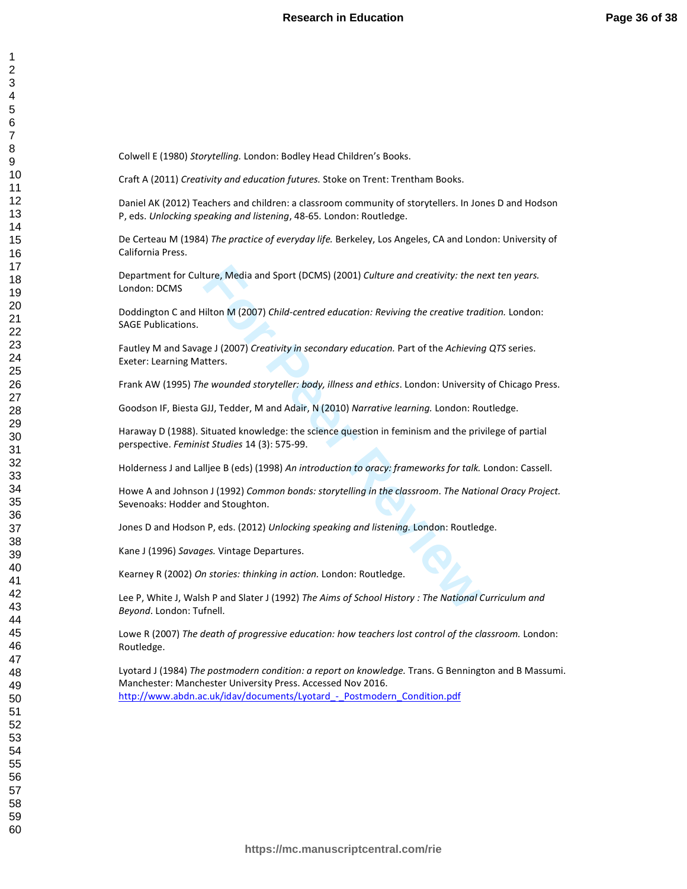Colwell E (1980) *Storytelling.* London: Bodley Head Children's Books.

Craft A (2011) *Creativity and education futures.* Stoke on Trent: Trentham Books.

Daniel AK (2012) Teachers and children: a classroom community of storytellers. In Jones D and Hodson P, eds. *Unlocking speaking and listening*, 48-65. London: Routledge.

De Certeau M (1984) *The practice of everyday life.* Berkeley, Los Angeles, CA and London: University of California Press.

Department for Culture, Media and Sport (DCMS) (2001) *Culture and creativity: the next ten years.* London: DCMS

Doddington C and Hilton M (2007) *Child-centred education: Reviving the creative tradition.* London: SAGE Publications.

Fautley M and Savage J (2007) *Creativity in secondary education.* Part of the *Achieving QTS* series. Exeter: Learning Matters.

Frank AW (1995) *The wounded storyteller: body, illness and ethics*. London: University of Chicago Press.

Goodson IF, Biesta GJJ, Tedder, M and Adair, N (2010) *Narrative learning.* London: Routledge.

Haraway D (1988). Situated knowledge: the science question in feminism and the privilege of partial perspective. *Feminist Studies* 14 (3): 575-99.

Holderness J and Lalljee B (eds) (1998) *An introduction to oracy: frameworks for talk.* London: Cassell.

Howe A and Johnson J (1992) *Common bonds: storytelling in the classroom*. *The National Oracy Project.* Sevenoaks: Hodder and Stoughton.

Jones D and Hodson P, eds. (2012) *Unlocking speaking and listening.* London: Routledge.

Kane J (1996) *Savages.* Vintage Departures.

Kearney R (2002) *On stories: thinking in action.* London: Routledge.

Lee P, White J, Walsh P and Slater J (1992) *The Aims of School History : The National Curriculum and Beyond*. London: Tufnell.

Lowe R (2007) *The death of progressive education: how teachers lost control of the classroom.* London: Routledge.

Lyotard J (1984) *The postmodern condition: a report on knowledge.* Trans. G Bennington and B Massumi. Manchester: Manchester University Press. Accessed Nov 2016.
http://www.abdn.ac.uk/idav/documents/Lyotard_-_Postmodern_Condition.pdf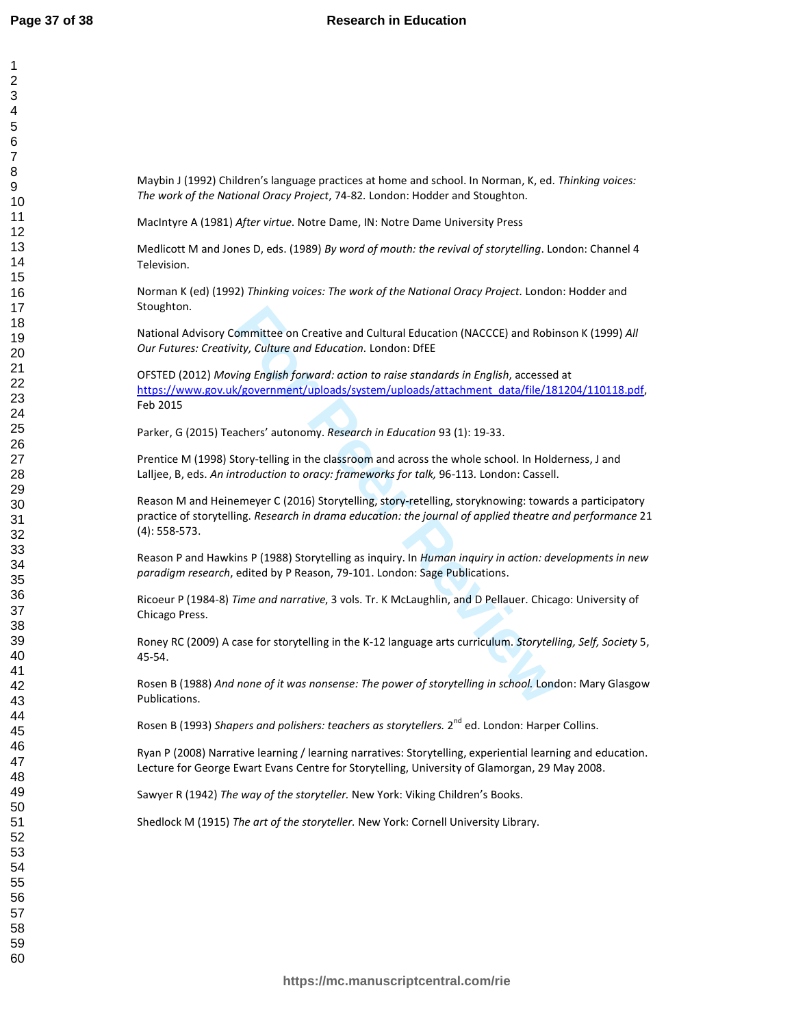Maybin J (1992) Children's language practices at home and school. In Norman, K, ed. *Thinking voices: The work of the National Oracy Project*, 74-82. London: Hodder and Stoughton.

MacIntyre A (1981) *After virtue*. Notre Dame, IN: Notre Dame University Press

Medlicott M and Jones D, eds. (1989) *By word of mouth: the revival of storytelling*. London: Channel 4 Television.

Norman K (ed) (1992) *Thinking voices: The work of the National Oracy Project.* London: Hodder and Stoughton.

National Advisory Committee on Creative and Cultural Education (NACCCE) and Robinson K (1999) *All Our Futures: Creativity, Culture and Education.* London: DfEE

OFSTED (2012) *Moving English forward: action to raise standards in English*, accessed at https://www.gov.uk/government/uploads/system/uploads/attachment_data/file/181204/110118.pdf, Feb 2015

Parker, G (2015) Teachers' autonomy. *Research in Education* 93 (1): 19-33.

Prentice M (1998) Story-telling in the classroom and across the whole school. In Holderness, J and Lalljee, B, eds. *An introduction to oracy: frameworks for talk,* 96-113. London: Cassell.

Reason M and Heinemeyer C (2016) Storytelling, story-retelling, storyknowing: towards a participatory practice of storytelling. *Research in drama education: the journal of applied theatre and performance* 21 (4): 558-573.

Reason P and Hawkins P (1988) Storytelling as inquiry. In *Human inquiry in action: developments in new paradigm research*, edited by P Reason, 79-101. London: Sage Publications.

Ricoeur P (1984-8) *Time and narrative*, 3 vols. Tr. K McLaughlin, and D Pellauer. Chicago: University of Chicago Press.

Roney RC (2009) A case for storytelling in the K-12 language arts curriculum. *Storytelling, Self, Society* 5, 45-54.

Rosen B (1988) *And none of it was nonsense: The power of storytelling in school.* London: Mary Glasgow Publications.

Rosen B (1993) *Shapers and polishers: teachers as storytellers.* 2nd ed. London: Harper Collins.

Ryan P (2008) Narrative learning / learning narratives: Storytelling, experiential learning and education. Lecture for George Ewart Evans Centre for Storytelling, University of Glamorgan, 29 May 2008.

Sawyer R (1942) *The way of the storyteller.* New York: Viking Children's Books.

Shedlock M (1915) *The art of the storyteller.* New York: Cornell University Library.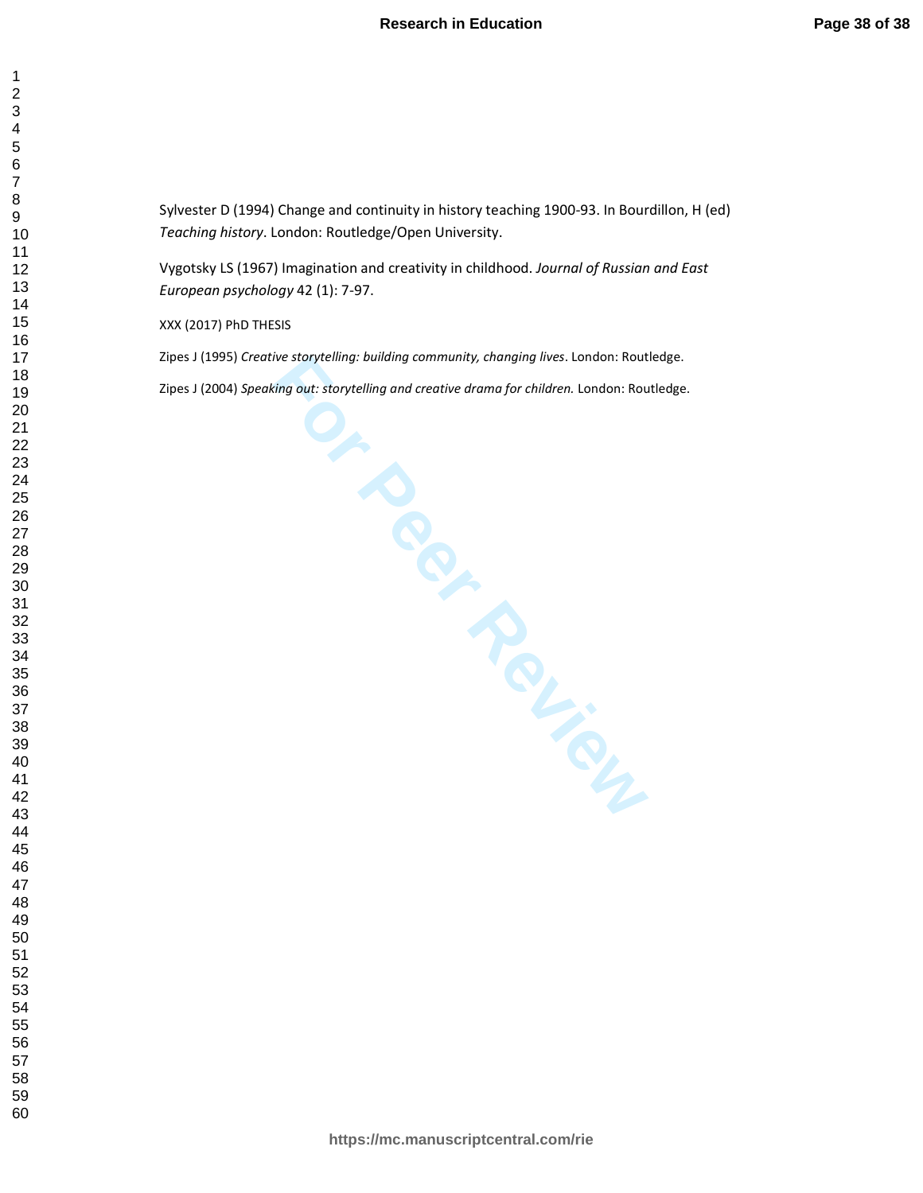Sylvester D (1994) Change and continuity in history teaching 1900-93. In Bourdillon, H (ed) *Teaching history*. London: Routledge/Open University.

Vygotsky LS (1967) Imagination and creativity in childhood. *Journal of Russian and East European psychology* 42 (1): 7-97.

XXX (2017) PhD THESIS

Zipes J (1995) *Creative storytelling: building community, changing lives*. London: Routledge.

Zipes J (2004) *Speaking out: storytelling and creative drama for children.* London: Routledge.